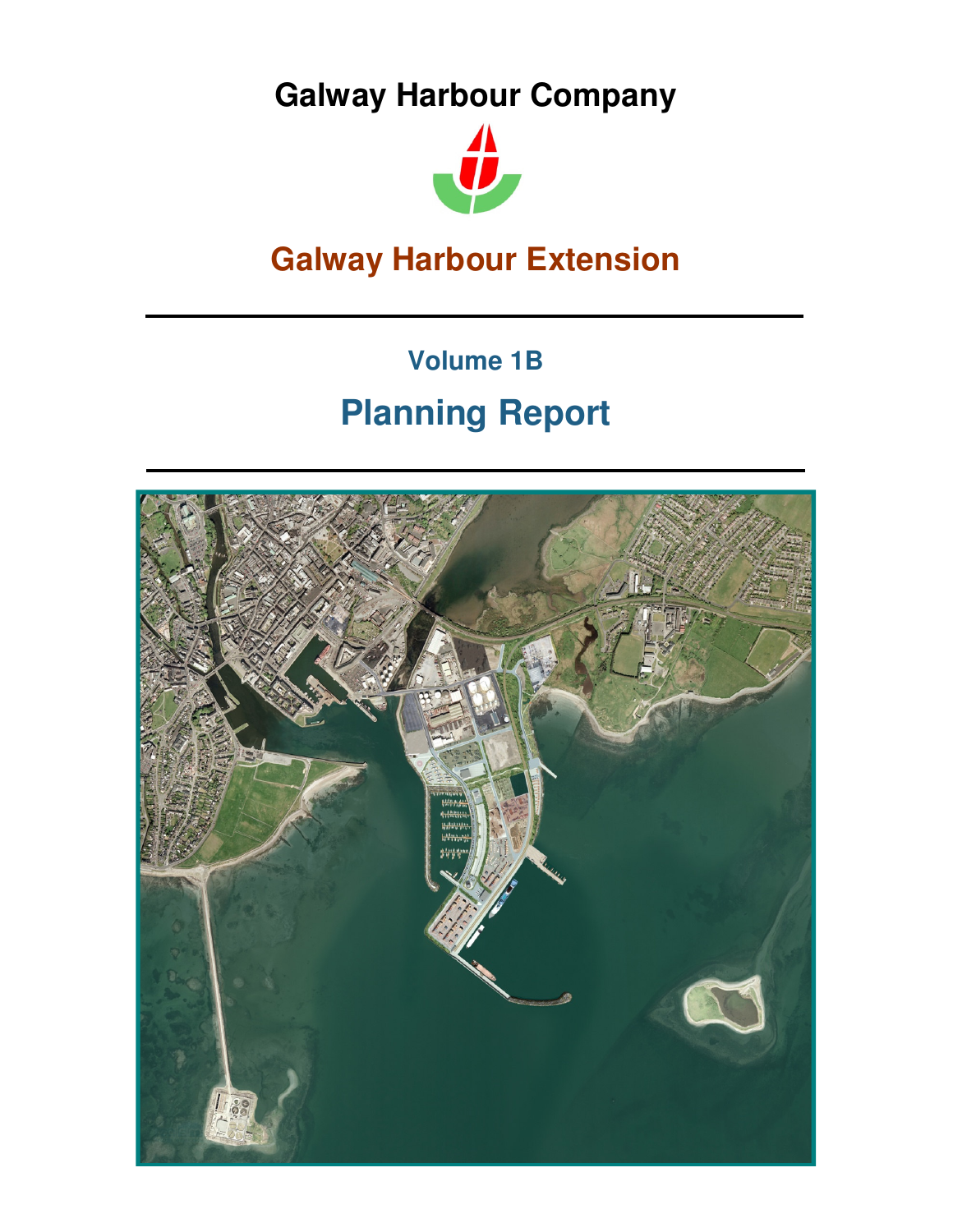# Galway Harbour Company

## Galway Harbour Extension

---

### Volume 1B

## Planning Report

---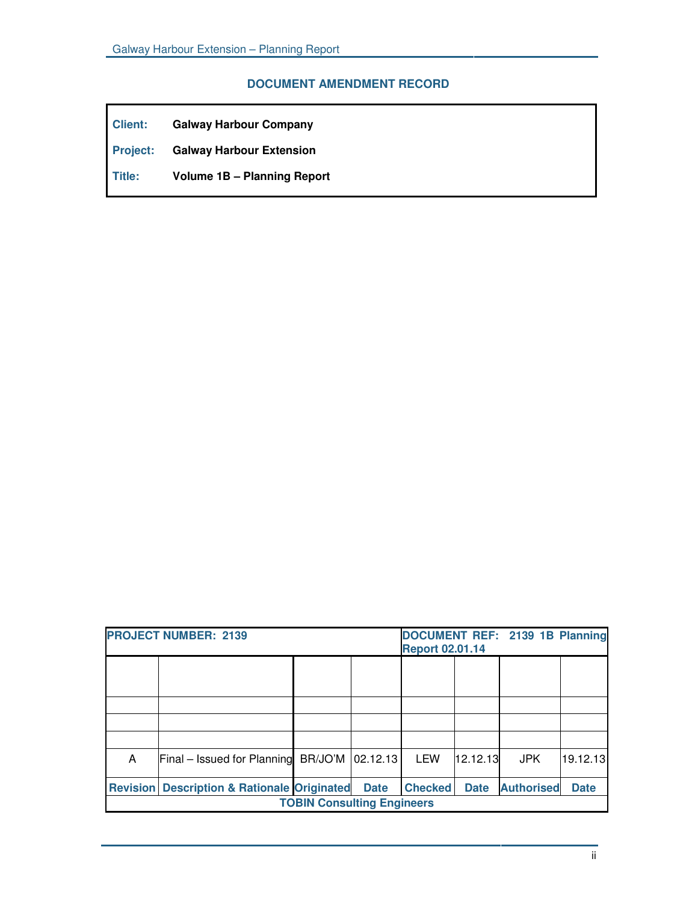### DOCUMENT AMENDMENT RECORD

| | |
|---|---|
| **Client:** | **Galway Harbour Company** |
| **Project:** | **Galway Harbour Extension** |
| **Title:** | **Volume 1B – Planning Report** |

| **PROJECT NUMBER: 2139** | | | | **DOCUMENT REF: 2139 1B Planning Report 02.01.14** | | | |
|---|---|---|---|---|---|---|---|
| | | | | | | | |
| | | | | | | | |
| | | | | | | | |
| | | | | | | | |
| A | Final – Issued for Planning | BR/JO'M | 02.12.13 | LEW | 12.12.13 | JPK | 19.12.13 |
| **Revision** | **Description & Rationale** | **Originated** | **Date** | **Checked** | **Date** | **Authorised** | **Date** |
| **TOBIN Consulting Engineers** | | | | | | | |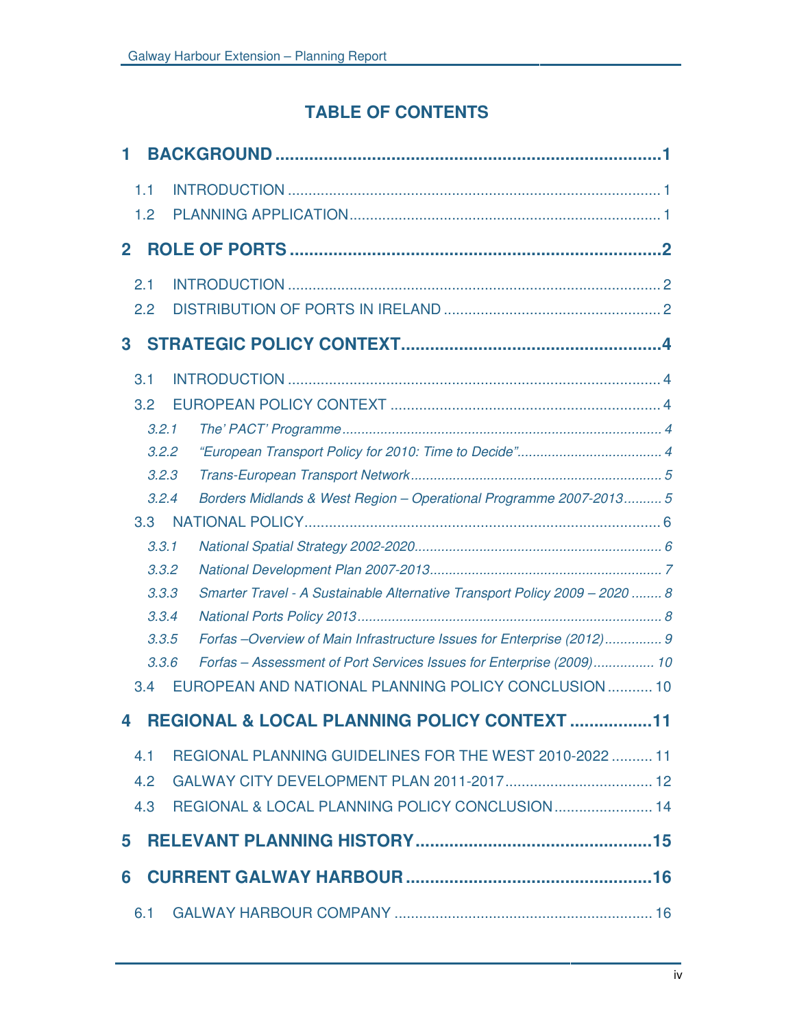# TABLE OF CONTENTS

**1 BACKGROUND ... 1**

1.1 INTRODUCTION ... 1

1.2 PLANNING APPLICATION ... 1

**2 ROLE OF PORTS ... 2**

2.1 INTRODUCTION ... 2

2.2 DISTRIBUTION OF PORTS IN IRELAND ... 2

**3 STRATEGIC POLICY CONTEXT ... 4**

3.1 INTRODUCTION ... 4

3.2 EUROPEAN POLICY CONTEXT ... 4

*3.2.1 The' PACT' Programme ... 4*

*3.2.2 "European Transport Policy for 2010: Time to Decide" ... 4*

*3.2.3 Trans-European Transport Network ... 5*

*3.2.4 Borders Midlands & West Region – Operational Programme 2007-2013 ... 5*

3.3 NATIONAL POLICY ... 6

*3.3.1 National Spatial Strategy 2002-2020 ... 6*

*3.3.2 National Development Plan 2007-2013 ... 7*

*3.3.3 Smarter Travel - A Sustainable Alternative Transport Policy 2009 – 2020 ... 8*

*3.3.4 National Ports Policy 2013 ... 8*

*3.3.5 Forfas –Overview of Main Infrastructure Issues for Enterprise (2012) ... 9*

*3.3.6 Forfas – Assessment of Port Services Issues for Enterprise (2009) ... 10*

3.4 EUROPEAN AND NATIONAL PLANNING POLICY CONCLUSION ... 10

**4 REGIONAL & LOCAL PLANNING POLICY CONTEXT ... 11**

4.1 REGIONAL PLANNING GUIDELINES FOR THE WEST 2010-2022 ... 11

4.2 GALWAY CITY DEVELOPMENT PLAN 2011-2017 ... 12

4.3 REGIONAL & LOCAL PLANNING POLICY CONCLUSION ... 14

**5 RELEVANT PLANNING HISTORY ... 15**

**6 CURRENT GALWAY HARBOUR ... 16**

6.1 GALWAY HARBOUR COMPANY ... 16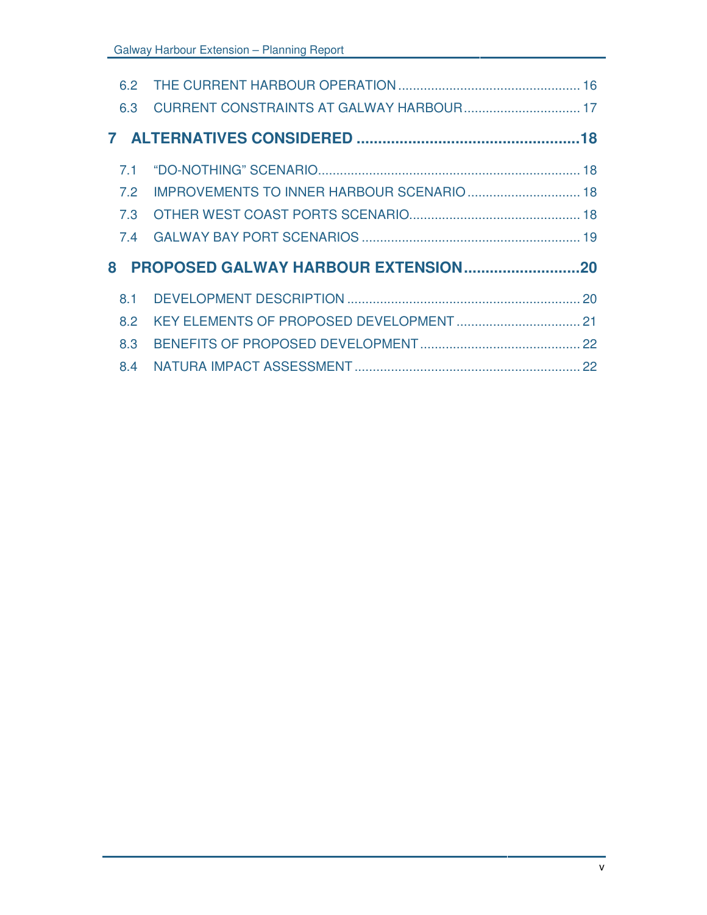6.2 THE CURRENT HARBOUR OPERATION ..... 16
6.3 CURRENT CONSTRAINTS AT GALWAY HARBOUR ..... 17

**7 ALTERNATIVES CONSIDERED ..... 18**

7.1 "DO-NOTHING" SCENARIO..... 18
7.2 IMPROVEMENTS TO INNER HARBOUR SCENARIO ..... 18
7.3 OTHER WEST COAST PORTS SCENARIO..... 18
7.4 GALWAY BAY PORT SCENARIOS ..... 19

**8 PROPOSED GALWAY HARBOUR EXTENSION..... 20**

8.1 DEVELOPMENT DESCRIPTION ..... 20
8.2 KEY ELEMENTS OF PROPOSED DEVELOPMENT ..... 21
8.3 BENEFITS OF PROPOSED DEVELOPMENT ..... 22
8.4 NATURA IMPACT ASSESSMENT ..... 22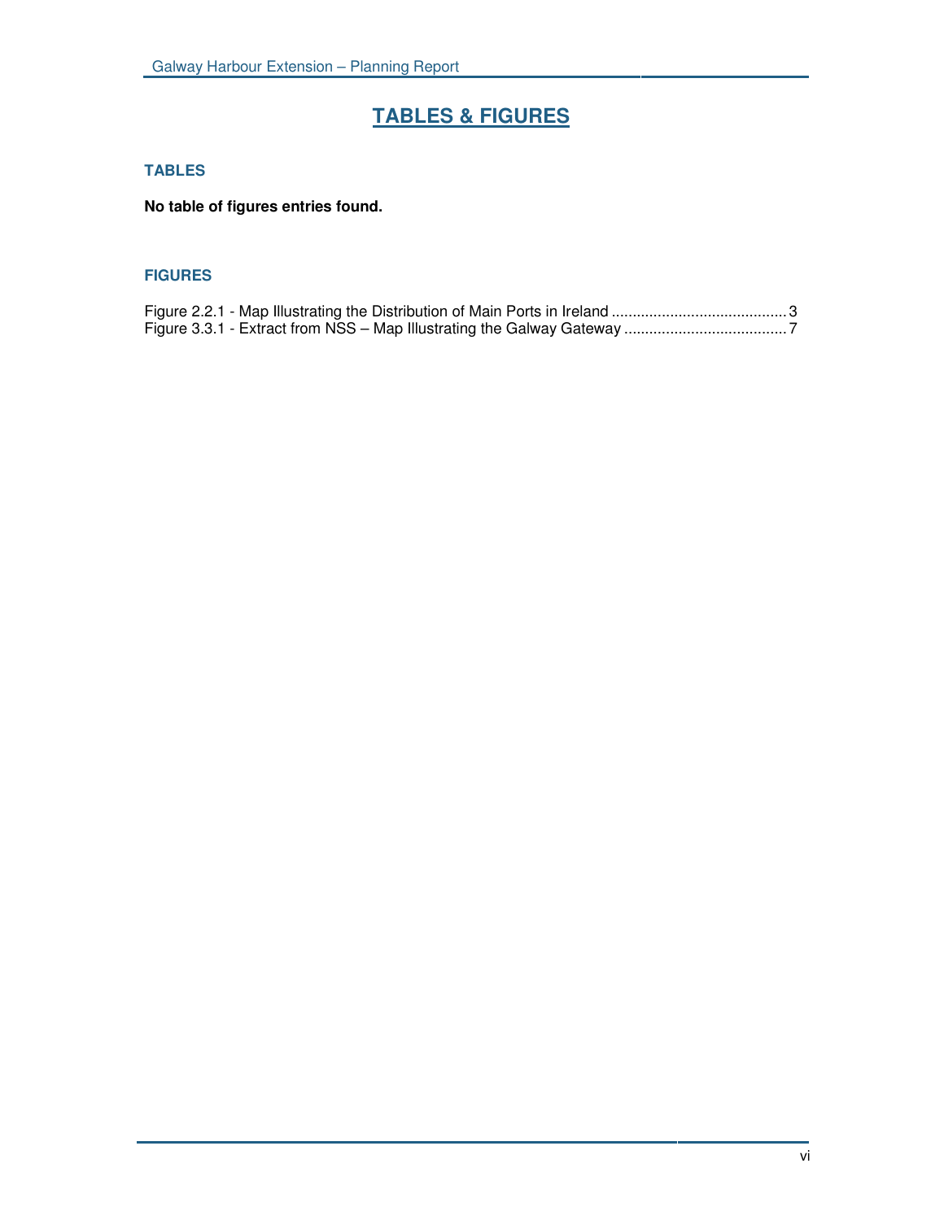# TABLES & FIGURES

### TABLES

**No table of figures entries found.**

### FIGURES

Figure 2.2.1 - Map Illustrating the Distribution of Main Ports in Ireland .......................................... 3
Figure 3.3.1 - Extract from NSS – Map Illustrating the Galway Gateway ...................................... 7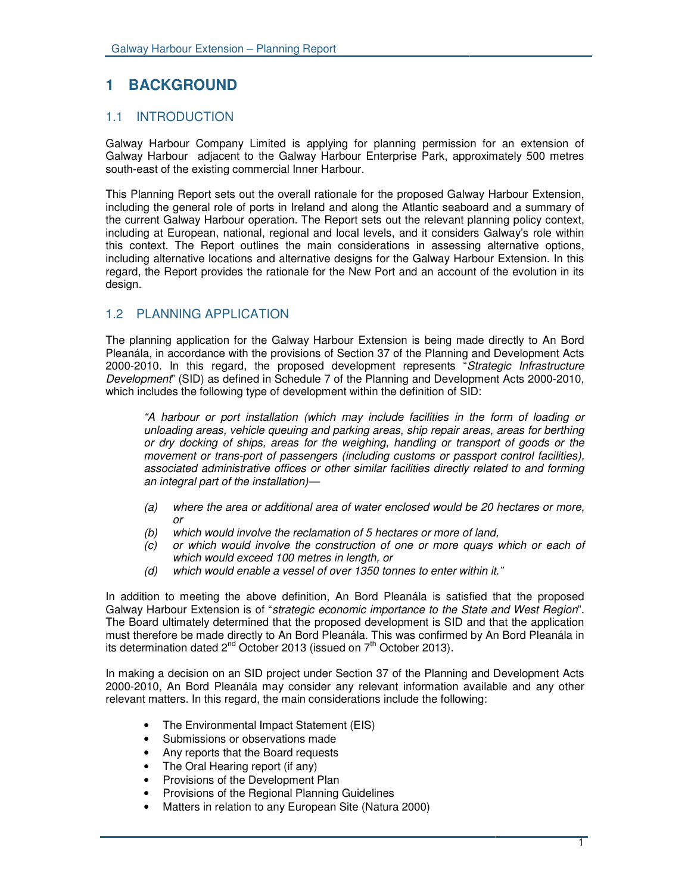# 1 BACKGROUND

## 1.1 INTRODUCTION

Galway Harbour Company Limited is applying for planning permission for an extension of Galway Harbour adjacent to the Galway Harbour Enterprise Park, approximately 500 metres south-east of the existing commercial Inner Harbour.

This Planning Report sets out the overall rationale for the proposed Galway Harbour Extension, including the general role of ports in Ireland and along the Atlantic seaboard and a summary of the current Galway Harbour operation. The Report sets out the relevant planning policy context, including at European, national, regional and local levels, and it considers Galway's role within this context. The Report outlines the main considerations in assessing alternative options, including alternative locations and alternative designs for the Galway Harbour Extension. In this regard, the Report provides the rationale for the New Port and an account of the evolution in its design.

## 1.2 PLANNING APPLICATION

The planning application for the Galway Harbour Extension is being made directly to An Bord Pleanála, in accordance with the provisions of Section 37 of the Planning and Development Acts 2000-2010. In this regard, the proposed development represents "*Strategic Infrastructure Development*" (SID) as defined in Schedule 7 of the Planning and Development Acts 2000-2010, which includes the following type of development within the definition of SID:

> *"A harbour or port installation (which may include facilities in the form of loading or unloading areas, vehicle queuing and parking areas, ship repair areas, areas for berthing or dry docking of ships, areas for the weighing, handling or transport of goods or the movement or trans-port of passengers (including customs or passport control facilities), associated administrative offices or other similar facilities directly related to and forming an integral part of the installation)—*
>
> *(a) where the area or additional area of water enclosed would be 20 hectares or more, or*
> *(b) which would involve the reclamation of 5 hectares or more of land,*
> *(c) or which would involve the construction of one or more quays which or each of which would exceed 100 metres in length, or*
> *(d) which would enable a vessel of over 1350 tonnes to enter within it."*

In addition to meeting the above definition, An Bord Pleanála is satisfied that the proposed Galway Harbour Extension is of "*strategic economic importance to the State and West Region*". The Board ultimately determined that the proposed development is SID and that the application must therefore be made directly to An Bord Pleanála. This was confirmed by An Bord Pleanála in its determination dated 2nd October 2013 (issued on 7th October 2013).

In making a decision on an SID project under Section 37 of the Planning and Development Acts 2000-2010, An Bord Pleanála may consider any relevant information available and any other relevant matters. In this regard, the main considerations include the following:

- The Environmental Impact Statement (EIS)
- Submissions or observations made
- Any reports that the Board requests
- The Oral Hearing report (if any)
- Provisions of the Development Plan
- Provisions of the Regional Planning Guidelines
- Matters in relation to any European Site (Natura 2000)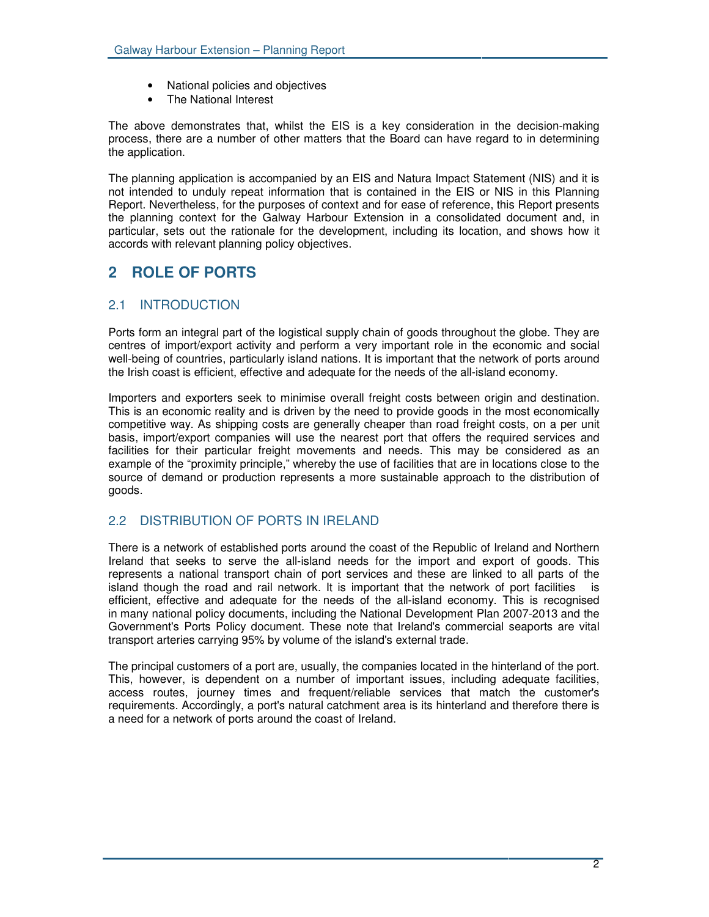- National policies and objectives
- The National Interest

The above demonstrates that, whilst the EIS is a key consideration in the decision-making process, there are a number of other matters that the Board can have regard to in determining the application.

The planning application is accompanied by an EIS and Natura Impact Statement (NIS) and it is not intended to unduly repeat information that is contained in the EIS or NIS in this Planning Report. Nevertheless, for the purposes of context and for ease of reference, this Report presents the planning context for the Galway Harbour Extension in a consolidated document and, in particular, sets out the rationale for the development, including its location, and shows how it accords with relevant planning policy objectives.

# 2 ROLE OF PORTS

## 2.1 INTRODUCTION

Ports form an integral part of the logistical supply chain of goods throughout the globe. They are centres of import/export activity and perform a very important role in the economic and social well-being of countries, particularly island nations. It is important that the network of ports around the Irish coast is efficient, effective and adequate for the needs of the all-island economy.

Importers and exporters seek to minimise overall freight costs between origin and destination. This is an economic reality and is driven by the need to provide goods in the most economically competitive way. As shipping costs are generally cheaper than road freight costs, on a per unit basis, import/export companies will use the nearest port that offers the required services and facilities for their particular freight movements and needs. This may be considered as an example of the "proximity principle," whereby the use of facilities that are in locations close to the source of demand or production represents a more sustainable approach to the distribution of goods.

## 2.2 DISTRIBUTION OF PORTS IN IRELAND

There is a network of established ports around the coast of the Republic of Ireland and Northern Ireland that seeks to serve the all-island needs for the import and export of goods. This represents a national transport chain of port services and these are linked to all parts of the island though the road and rail network. It is important that the network of port facilities is efficient, effective and adequate for the needs of the all-island economy. This is recognised in many national policy documents, including the National Development Plan 2007-2013 and the Government's Ports Policy document. These note that Ireland's commercial seaports are vital transport arteries carrying 95% by volume of the island's external trade.

The principal customers of a port are, usually, the companies located in the hinterland of the port. This, however, is dependent on a number of important issues, including adequate facilities, access routes, journey times and frequent/reliable services that match the customer's requirements. Accordingly, a port's natural catchment area is its hinterland and therefore there is a need for a network of ports around the coast of Ireland.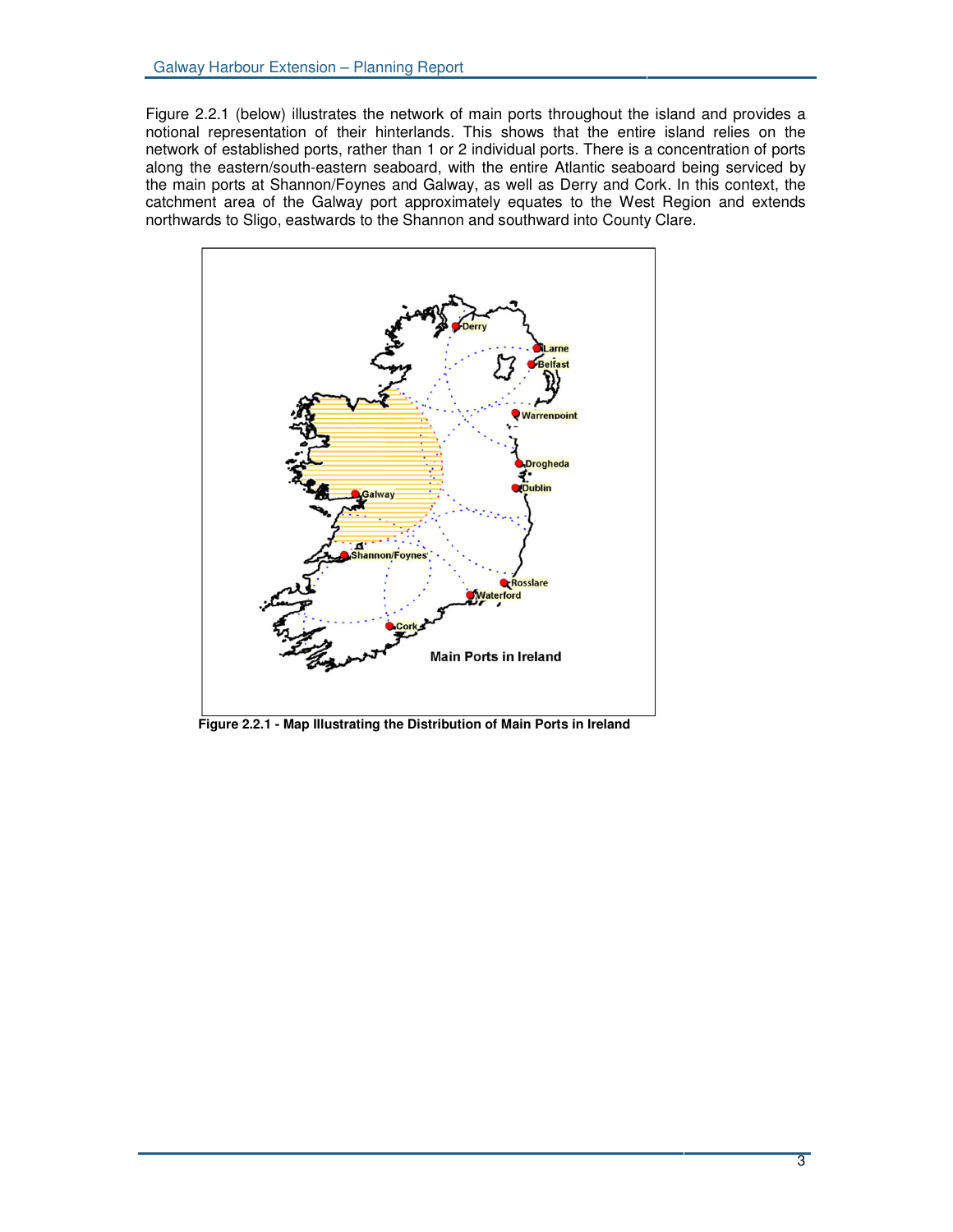Figure 2.2.1 (below) illustrates the network of main ports throughout the island and provides a notional representation of their hinterlands. This shows that the entire island relies on the network of established ports, rather than 1 or 2 individual ports. There is a concentration of ports along the eastern/south-eastern seaboard, with the entire Atlantic seaboard being serviced by the main ports at Shannon/Foynes and Galway, as well as Derry and Cork. In this context, the catchment area of the Galway port approximately equates to the West Region and extends northwards to Sligo, eastwards to the Shannon and southward into County Clare.

**Figure 2.2.1 - Map Illustrating the Distribution of Main Ports in Ireland**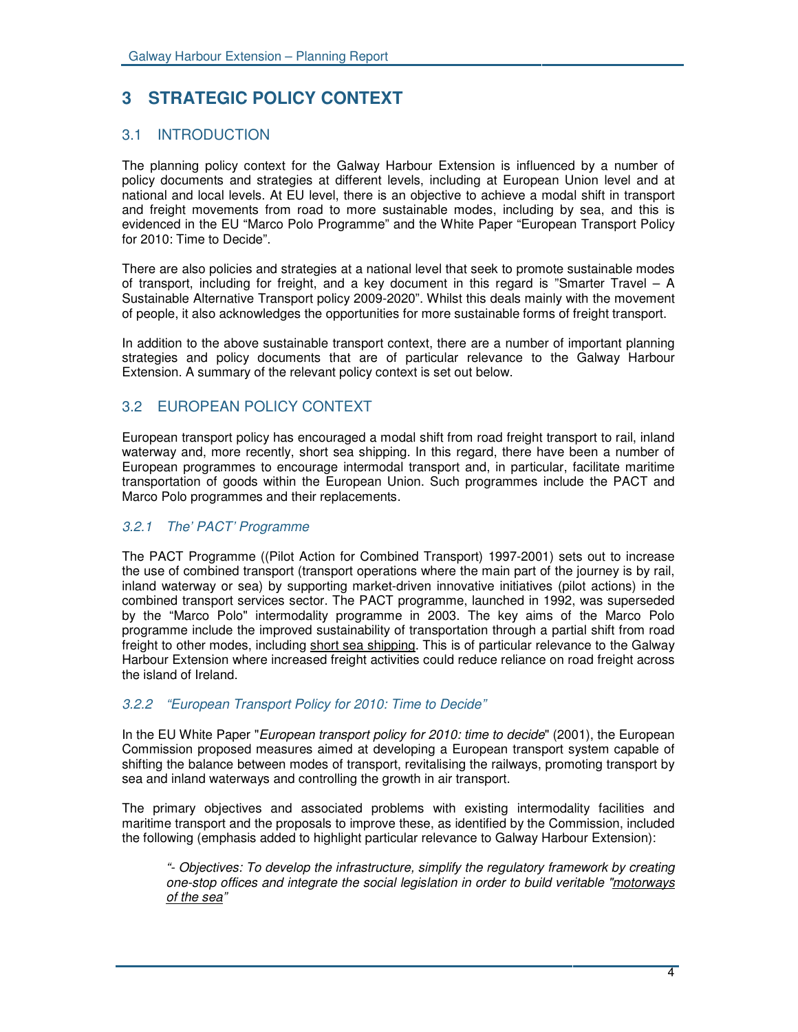# 3 STRATEGIC POLICY CONTEXT

## 3.1 INTRODUCTION

The planning policy context for the Galway Harbour Extension is influenced by a number of policy documents and strategies at different levels, including at European Union level and at national and local levels. At EU level, there is an objective to achieve a modal shift in transport and freight movements from road to more sustainable modes, including by sea, and this is evidenced in the EU "Marco Polo Programme" and the White Paper "European Transport Policy for 2010: Time to Decide".

There are also policies and strategies at a national level that seek to promote sustainable modes of transport, including for freight, and a key document in this regard is "Smarter Travel – A Sustainable Alternative Transport policy 2009-2020". Whilst this deals mainly with the movement of people, it also acknowledges the opportunities for more sustainable forms of freight transport.

In addition to the above sustainable transport context, there are a number of important planning strategies and policy documents that are of particular relevance to the Galway Harbour Extension. A summary of the relevant policy context is set out below.

## 3.2 EUROPEAN POLICY CONTEXT

European transport policy has encouraged a modal shift from road freight transport to rail, inland waterway and, more recently, short sea shipping. In this regard, there have been a number of European programmes to encourage intermodal transport and, in particular, facilitate maritime transportation of goods within the European Union. Such programmes include the PACT and Marco Polo programmes and their replacements.

### *3.2.1 The' PACT' Programme*

The PACT Programme ((Pilot Action for Combined Transport) 1997-2001) sets out to increase the use of combined transport (transport operations where the main part of the journey is by rail, inland waterway or sea) by supporting market-driven innovative initiatives (pilot actions) in the combined transport services sector. The PACT programme, launched in 1992, was superseded by the "Marco Polo" intermodality programme in 2003. The key aims of the Marco Polo programme include the improved sustainability of transportation through a partial shift from road freight to other modes, including <u>short sea shipping</u>. This is of particular relevance to the Galway Harbour Extension where increased freight activities could reduce reliance on road freight across the island of Ireland.

### *3.2.2 "European Transport Policy for 2010: Time to Decide"*

In the EU White Paper "*European transport policy for 2010: time to decide*" (2001), the European Commission proposed measures aimed at developing a European transport system capable of shifting the balance between modes of transport, revitalising the railways, promoting transport by sea and inland waterways and controlling the growth in air transport.

The primary objectives and associated problems with existing intermodality facilities and maritime transport and the proposals to improve these, as identified by the Commission, included the following (emphasis added to highlight particular relevance to Galway Harbour Extension):

> *"- Objectives: To develop the infrastructure, simplify the regulatory framework by creating one-stop offices and integrate the social legislation in order to build veritable "<u>motorways of the sea</u>"*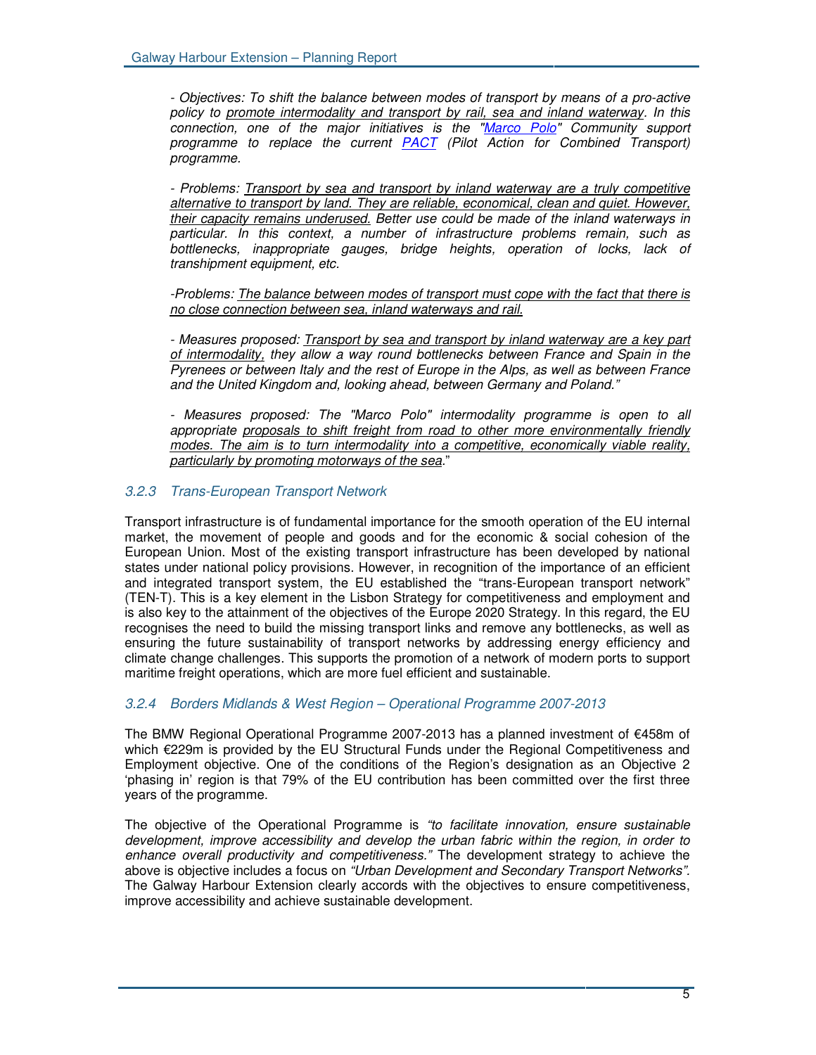*- Objectives: To shift the balance between modes of transport by means of a pro-active policy to <u>promote intermodality and transport by rail, sea and inland waterway</u>. In this connection, one of the major initiatives is the "<u>Marco Polo</u>" Community support programme to replace the current <u>PACT</u> (Pilot Action for Combined Transport) programme.*

*- Problems: <u>Transport by sea and transport by inland waterway are a truly competitive alternative to transport by land. They are reliable, economical, clean and quiet. However, their capacity remains underused.</u> Better use could be made of the inland waterways in particular. In this context, a number of infrastructure problems remain, such as bottlenecks, inappropriate gauges, bridge heights, operation of locks, lack of transhipment equipment, etc.*

*-Problems: <u>The balance between modes of transport must cope with the fact that there is no close connection between sea, inland waterways and rail.</u>*

*- Measures proposed: <u>Transport by sea and transport by inland waterway are a key part of intermodality,</u> they allow a way round bottlenecks between France and Spain in the Pyrenees or between Italy and the rest of Europe in the Alps, as well as between France and the United Kingdom and, looking ahead, between Germany and Poland."*

*- Measures proposed: The "Marco Polo" intermodality programme is open to all appropriate <u>proposals to shift freight from road to other more environmentally friendly modes. The aim is to turn intermodality into a competitive, economically viable reality, particularly by promoting motorways of the sea</u>.*"

### *3.2.3 Trans-European Transport Network*

Transport infrastructure is of fundamental importance for the smooth operation of the EU internal market, the movement of people and goods and for the economic & social cohesion of the European Union. Most of the existing transport infrastructure has been developed by national states under national policy provisions. However, in recognition of the importance of an efficient and integrated transport system, the EU established the "trans-European transport network" (TEN-T). This is a key element in the Lisbon Strategy for competitiveness and employment and is also key to the attainment of the objectives of the Europe 2020 Strategy. In this regard, the EU recognises the need to build the missing transport links and remove any bottlenecks, as well as ensuring the future sustainability of transport networks by addressing energy efficiency and climate change challenges. This supports the promotion of a network of modern ports to support maritime freight operations, which are more fuel efficient and sustainable.

### *3.2.4 Borders Midlands & West Region – Operational Programme 2007-2013*

The BMW Regional Operational Programme 2007-2013 has a planned investment of €458m of which €229m is provided by the EU Structural Funds under the Regional Competitiveness and Employment objective. One of the conditions of the Region's designation as an Objective 2 'phasing in' region is that 79% of the EU contribution has been committed over the first three years of the programme.

The objective of the Operational Programme is *"to facilitate innovation, ensure sustainable development, improve accessibility and develop the urban fabric within the region, in order to enhance overall productivity and competitiveness."* The development strategy to achieve the above is objective includes a focus on *"Urban Development and Secondary Transport Networks"*. The Galway Harbour Extension clearly accords with the objectives to ensure competitiveness, improve accessibility and achieve sustainable development.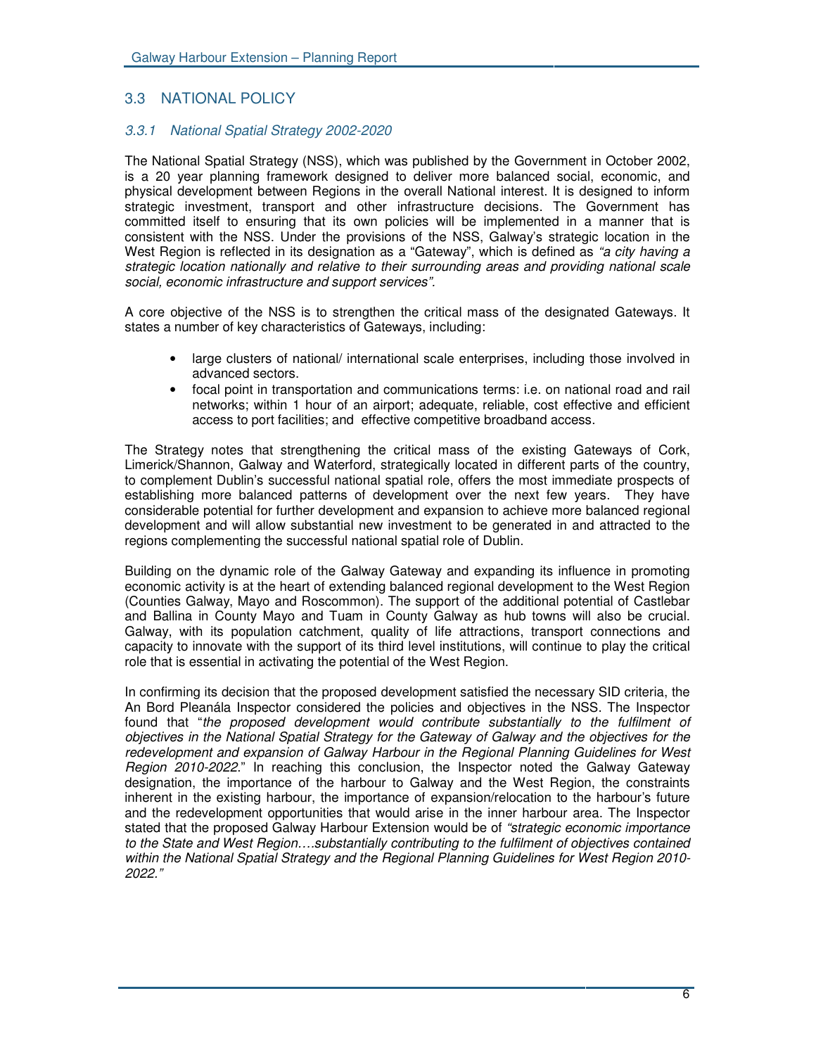## 3.3 NATIONAL POLICY

### *3.3.1 National Spatial Strategy 2002-2020*

The National Spatial Strategy (NSS), which was published by the Government in October 2002, is a 20 year planning framework designed to deliver more balanced social, economic, and physical development between Regions in the overall National interest. It is designed to inform strategic investment, transport and other infrastructure decisions. The Government has committed itself to ensuring that its own policies will be implemented in a manner that is consistent with the NSS. Under the provisions of the NSS, Galway's strategic location in the West Region is reflected in its designation as a "Gateway", which is defined as *"a city having a strategic location nationally and relative to their surrounding areas and providing national scale social, economic infrastructure and support services".*

A core objective of the NSS is to strengthen the critical mass of the designated Gateways. It states a number of key characteristics of Gateways, including:

- large clusters of national/ international scale enterprises, including those involved in advanced sectors.
- focal point in transportation and communications terms: i.e. on national road and rail networks; within 1 hour of an airport; adequate, reliable, cost effective and efficient access to port facilities; and effective competitive broadband access.

The Strategy notes that strengthening the critical mass of the existing Gateways of Cork, Limerick/Shannon, Galway and Waterford, strategically located in different parts of the country, to complement Dublin's successful national spatial role, offers the most immediate prospects of establishing more balanced patterns of development over the next few years. They have considerable potential for further development and expansion to achieve more balanced regional development and will allow substantial new investment to be generated in and attracted to the regions complementing the successful national spatial role of Dublin.

Building on the dynamic role of the Galway Gateway and expanding its influence in promoting economic activity is at the heart of extending balanced regional development to the West Region (Counties Galway, Mayo and Roscommon). The support of the additional potential of Castlebar and Ballina in County Mayo and Tuam in County Galway as hub towns will also be crucial. Galway, with its population catchment, quality of life attractions, transport connections and capacity to innovate with the support of its third level institutions, will continue to play the critical role that is essential in activating the potential of the West Region.

In confirming its decision that the proposed development satisfied the necessary SID criteria, the An Bord Pleanála Inspector considered the policies and objectives in the NSS. The Inspector found that "*the proposed development would contribute substantially to the fulfilment of objectives in the National Spatial Strategy for the Gateway of Galway and the objectives for the redevelopment and expansion of Galway Harbour in the Regional Planning Guidelines for West Region 2010-2022*." In reaching this conclusion, the Inspector noted the Galway Gateway designation, the importance of the harbour to Galway and the West Region, the constraints inherent in the existing harbour, the importance of expansion/relocation to the harbour's future and the redevelopment opportunities that would arise in the inner harbour area. The Inspector stated that the proposed Galway Harbour Extension would be of *"strategic economic importance to the State and West Region….substantially contributing to the fulfilment of objectives contained within the National Spatial Strategy and the Regional Planning Guidelines for West Region 2010-2022."*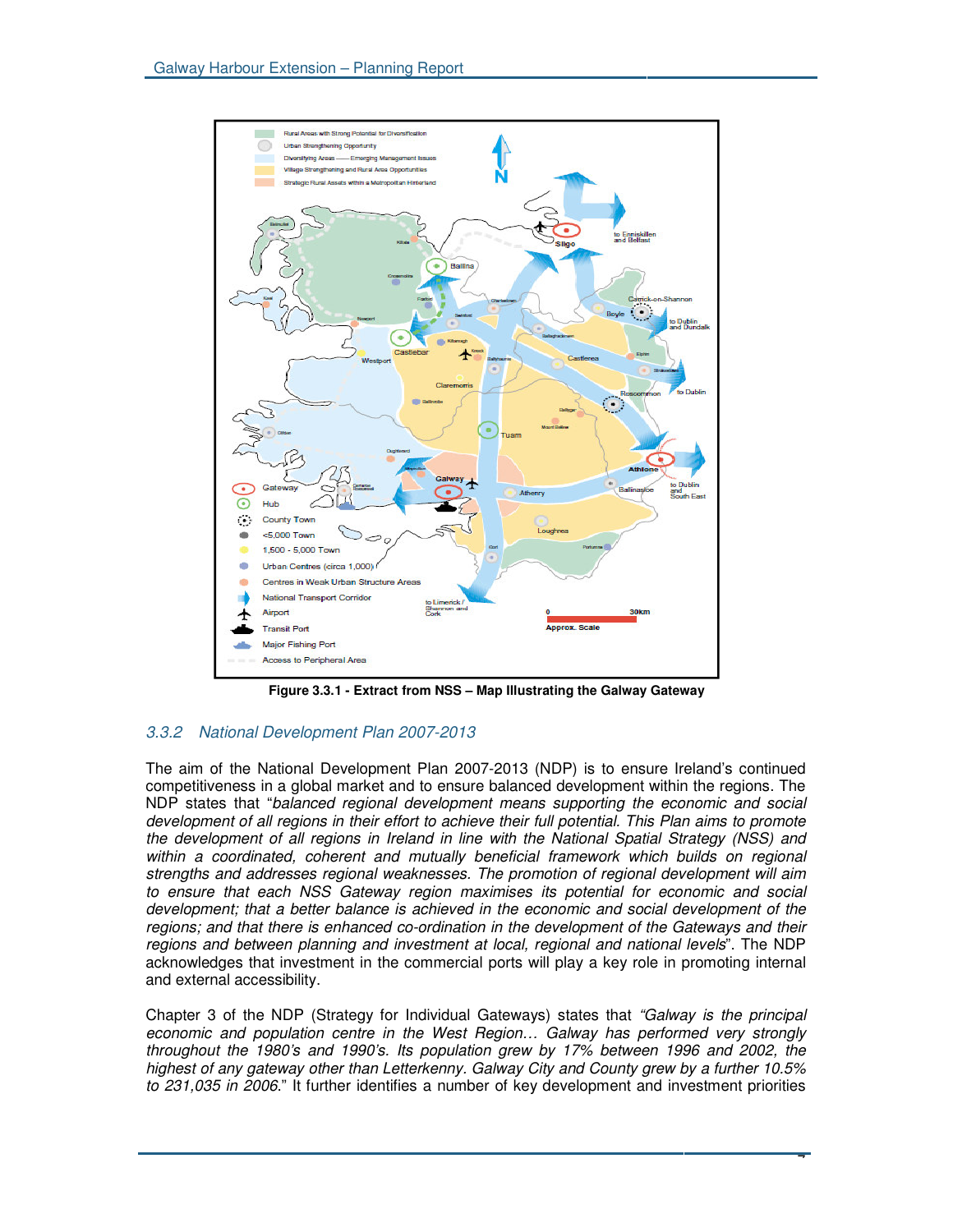Figure 3.3.1 - Extract from NSS – Map Illustrating the Galway Gateway

### 3.3.2 National Development Plan 2007-2013

The aim of the National Development Plan 2007-2013 (NDP) is to ensure Ireland's continued competitiveness in a global market and to ensure balanced development within the regions. The NDP states that "*balanced regional development means supporting the economic and social development of all regions in their effort to achieve their full potential. This Plan aims to promote the development of all regions in Ireland in line with the National Spatial Strategy (NSS) and within a coordinated, coherent and mutually beneficial framework which builds on regional strengths and addresses regional weaknesses. The promotion of regional development will aim to ensure that each NSS Gateway region maximises its potential for economic and social development; that a better balance is achieved in the economic and social development of the regions; and that there is enhanced co-ordination in the development of the Gateways and their regions and between planning and investment at local, regional and national levels*". The NDP acknowledges that investment in the commercial ports will play a key role in promoting internal and external accessibility.

Chapter 3 of the NDP (Strategy for Individual Gateways) states that *"Galway is the principal economic and population centre in the West Region… Galway has performed very strongly throughout the 1980's and 1990's. Its population grew by 17% between 1996 and 2002, the highest of any gateway other than Letterkenny. Galway City and County grew by a further 10.5% to 231,035 in 2006.*" It further identifies a number of key development and investment priorities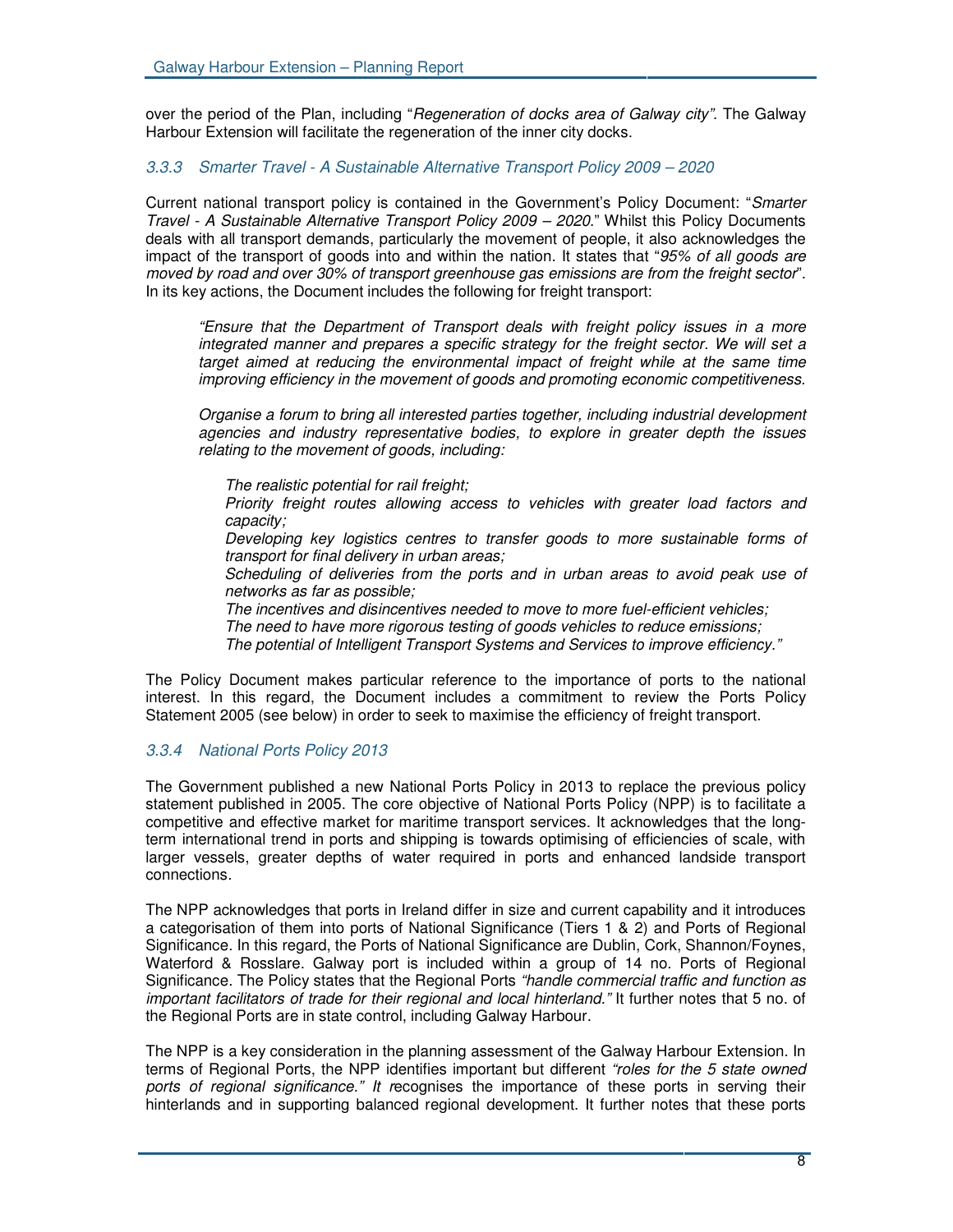over the period of the Plan, including "*Regeneration of docks area of Galway city".* The Galway Harbour Extension will facilitate the regeneration of the inner city docks.

### *3.3.3 Smarter Travel - A Sustainable Alternative Transport Policy 2009 – 2020*

Current national transport policy is contained in the Government's Policy Document: "*Smarter Travel - A Sustainable Alternative Transport Policy 2009 – 2020*." Whilst this Policy Documents deals with all transport demands, particularly the movement of people, it also acknowledges the impact of the transport of goods into and within the nation. It states that "*95% of all goods are moved by road and over 30% of transport greenhouse gas emissions are from the freight sector*". In its key actions, the Document includes the following for freight transport:

> *"Ensure that the Department of Transport deals with freight policy issues in a more integrated manner and prepares a specific strategy for the freight sector. We will set a target aimed at reducing the environmental impact of freight while at the same time improving efficiency in the movement of goods and promoting economic competitiveness.*
>
> *Organise a forum to bring all interested parties together, including industrial development agencies and industry representative bodies, to explore in greater depth the issues relating to the movement of goods, including:*
>
> *The realistic potential for rail freight;*
> *Priority freight routes allowing access to vehicles with greater load factors and capacity;*
> *Developing key logistics centres to transfer goods to more sustainable forms of transport for final delivery in urban areas;*
> *Scheduling of deliveries from the ports and in urban areas to avoid peak use of networks as far as possible;*
> *The incentives and disincentives needed to move to more fuel-efficient vehicles;*
> *The need to have more rigorous testing of goods vehicles to reduce emissions;*
> *The potential of Intelligent Transport Systems and Services to improve efficiency."*

The Policy Document makes particular reference to the importance of ports to the national interest. In this regard, the Document includes a commitment to review the Ports Policy Statement 2005 (see below) in order to seek to maximise the efficiency of freight transport.

### *3.3.4 National Ports Policy 2013*

The Government published a new National Ports Policy in 2013 to replace the previous policy statement published in 2005. The core objective of National Ports Policy (NPP) is to facilitate a competitive and effective market for maritime transport services. It acknowledges that the long-term international trend in ports and shipping is towards optimising of efficiencies of scale, with larger vessels, greater depths of water required in ports and enhanced landside transport connections.

The NPP acknowledges that ports in Ireland differ in size and current capability and it introduces a categorisation of them into ports of National Significance (Tiers 1 & 2) and Ports of Regional Significance. In this regard, the Ports of National Significance are Dublin, Cork, Shannon/Foynes, Waterford & Rosslare. Galway port is included within a group of 14 no. Ports of Regional Significance. The Policy states that the Regional Ports *"handle commercial traffic and function as important facilitators of trade for their regional and local hinterland."* It further notes that 5 no. of the Regional Ports are in state control, including Galway Harbour.

The NPP is a key consideration in the planning assessment of the Galway Harbour Extension. In terms of Regional Ports, the NPP identifies important but different *"roles for the 5 state owned ports of regional significance." It r*ecognises the importance of these ports in serving their hinterlands and in supporting balanced regional development. It further notes that these ports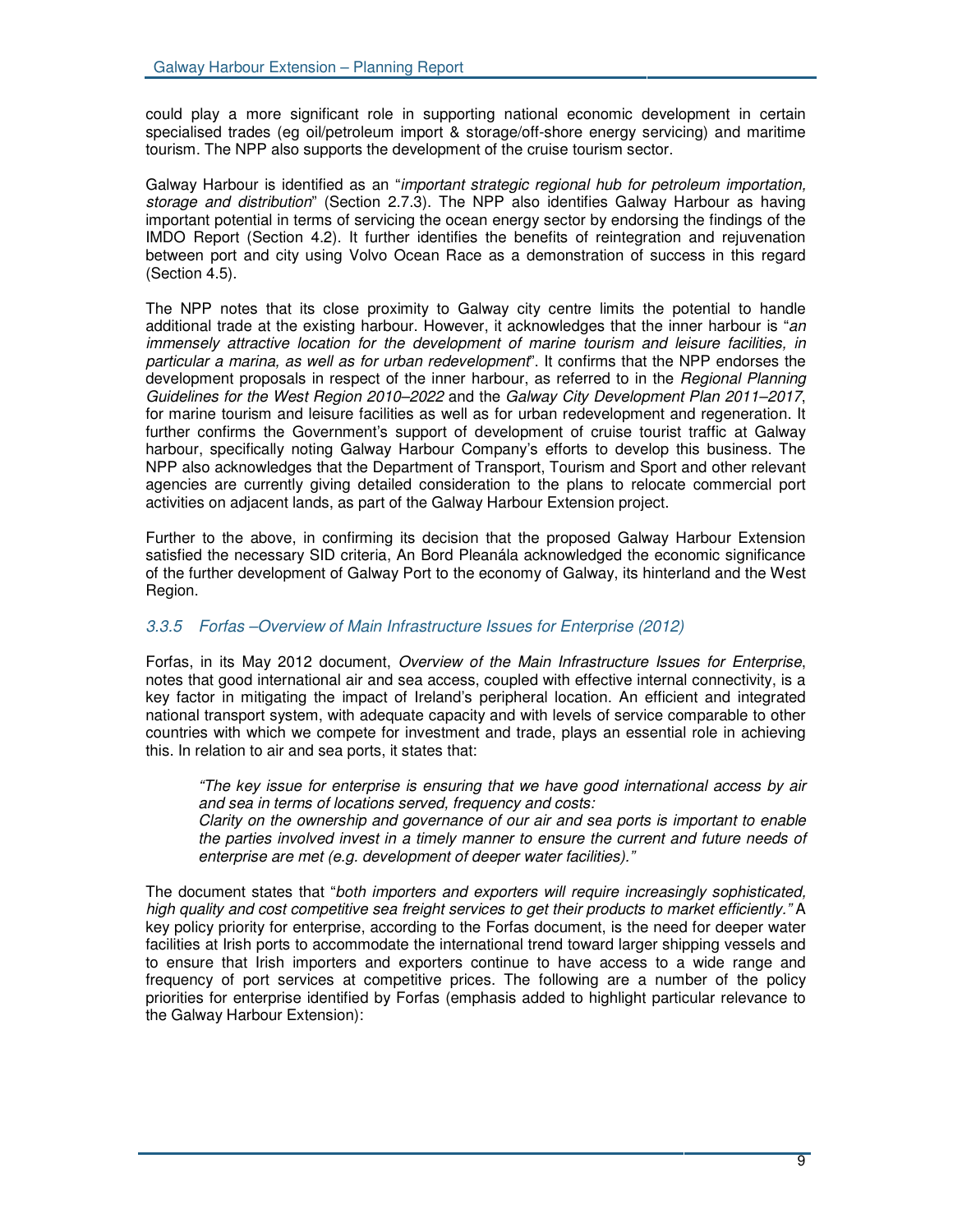could play a more significant role in supporting national economic development in certain specialised trades (eg oil/petroleum import & storage/off-shore energy servicing) and maritime tourism. The NPP also supports the development of the cruise tourism sector.

Galway Harbour is identified as an "*important strategic regional hub for petroleum importation, storage and distribution*" (Section 2.7.3). The NPP also identifies Galway Harbour as having important potential in terms of servicing the ocean energy sector by endorsing the findings of the IMDO Report (Section 4.2). It further identifies the benefits of reintegration and rejuvenation between port and city using Volvo Ocean Race as a demonstration of success in this regard (Section 4.5).

The NPP notes that its close proximity to Galway city centre limits the potential to handle additional trade at the existing harbour. However, it acknowledges that the inner harbour is "*an immensely attractive location for the development of marine tourism and leisure facilities, in particular a marina, as well as for urban redevelopment*". It confirms that the NPP endorses the development proposals in respect of the inner harbour, as referred to in the *Regional Planning Guidelines for the West Region 2010–2022* and the *Galway City Development Plan 2011–2017*, for marine tourism and leisure facilities as well as for urban redevelopment and regeneration. It further confirms the Government's support of development of cruise tourist traffic at Galway harbour, specifically noting Galway Harbour Company's efforts to develop this business. The NPP also acknowledges that the Department of Transport, Tourism and Sport and other relevant agencies are currently giving detailed consideration to the plans to relocate commercial port activities on adjacent lands, as part of the Galway Harbour Extension project.

Further to the above, in confirming its decision that the proposed Galway Harbour Extension satisfied the necessary SID criteria, An Bord Pleanála acknowledged the economic significance of the further development of Galway Port to the economy of Galway, its hinterland and the West Region.

### *3.3.5 Forfas –Overview of Main Infrastructure Issues for Enterprise (2012)*

Forfas, in its May 2012 document, *Overview of the Main Infrastructure Issues for Enterprise*, notes that good international air and sea access, coupled with effective internal connectivity, is a key factor in mitigating the impact of Ireland's peripheral location. An efficient and integrated national transport system, with adequate capacity and with levels of service comparable to other countries with which we compete for investment and trade, plays an essential role in achieving this. In relation to air and sea ports, it states that:

> *"The key issue for enterprise is ensuring that we have good international access by air and sea in terms of locations served, frequency and costs:*
> *Clarity on the ownership and governance of our air and sea ports is important to enable the parties involved invest in a timely manner to ensure the current and future needs of enterprise are met (e.g. development of deeper water facilities)."*

The document states that "*both importers and exporters will require increasingly sophisticated, high quality and cost competitive sea freight services to get their products to market efficiently."* A key policy priority for enterprise, according to the Forfas document, is the need for deeper water facilities at Irish ports to accommodate the international trend toward larger shipping vessels and to ensure that Irish importers and exporters continue to have access to a wide range and frequency of port services at competitive prices. The following are a number of the policy priorities for enterprise identified by Forfas (emphasis added to highlight particular relevance to the Galway Harbour Extension):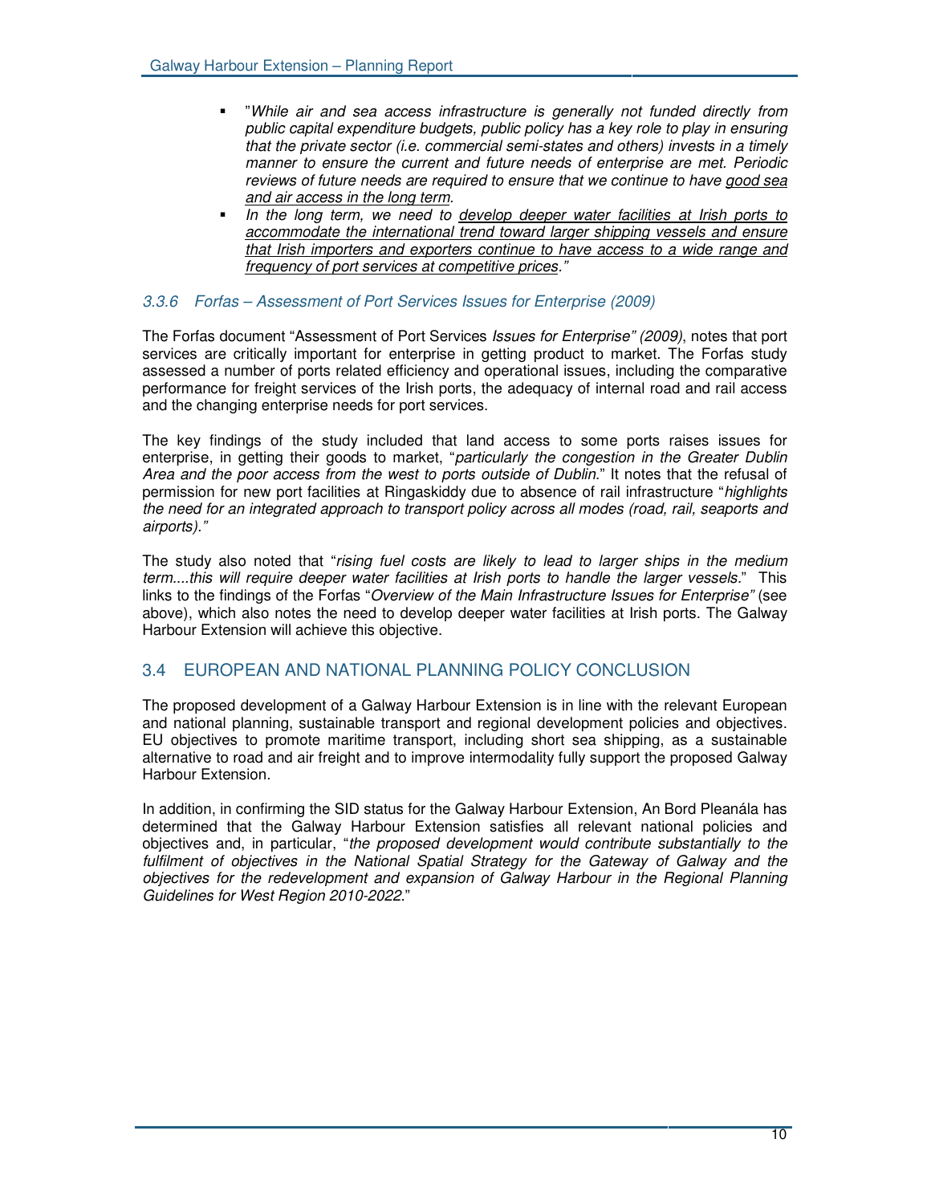- "*While air and sea access infrastructure is generally not funded directly from public capital expenditure budgets, public policy has a key role to play in ensuring that the private sector (i.e. commercial semi-states and others) invests in a timely manner to ensure the current and future needs of enterprise are met. Periodic reviews of future needs are required to ensure that we continue to have <u>good sea and air access in the long term</u>.*
- *In the long term, we need to <u>develop deeper water facilities at Irish ports to accommodate the international trend toward larger shipping vessels and ensure that Irish importers and exporters continue to have access to a wide range and frequency of port services at competitive prices</u>."*

### *3.3.6 Forfas – Assessment of Port Services Issues for Enterprise (2009)*

The Forfas document "Assessment of Port Services *Issues for Enterprise" (2009)*, notes that port services are critically important for enterprise in getting product to market. The Forfas study assessed a number of ports related efficiency and operational issues, including the comparative performance for freight services of the Irish ports, the adequacy of internal road and rail access and the changing enterprise needs for port services.

The key findings of the study included that land access to some ports raises issues for enterprise, in getting their goods to market, "*particularly the congestion in the Greater Dublin Area and the poor access from the west to ports outside of Dublin.*" It notes that the refusal of permission for new port facilities at Ringaskiddy due to absence of rail infrastructure "*highlights the need for an integrated approach to transport policy across all modes (road, rail, seaports and airports)."*

The study also noted that "*rising fuel costs are likely to lead to larger ships in the medium term....this will require deeper water facilities at Irish ports to handle the larger vessels.*" This links to the findings of the Forfas "*Overview of the Main Infrastructure Issues for Enterprise"* (see above), which also notes the need to develop deeper water facilities at Irish ports. The Galway Harbour Extension will achieve this objective.

## 3.4 EUROPEAN AND NATIONAL PLANNING POLICY CONCLUSION

The proposed development of a Galway Harbour Extension is in line with the relevant European and national planning, sustainable transport and regional development policies and objectives. EU objectives to promote maritime transport, including short sea shipping, as a sustainable alternative to road and air freight and to improve intermodality fully support the proposed Galway Harbour Extension.

In addition, in confirming the SID status for the Galway Harbour Extension, An Bord Pleanála has determined that the Galway Harbour Extension satisfies all relevant national policies and objectives and, in particular, "*the proposed development would contribute substantially to the fulfilment of objectives in the National Spatial Strategy for the Gateway of Galway and the objectives for the redevelopment and expansion of Galway Harbour in the Regional Planning Guidelines for West Region 2010-2022*."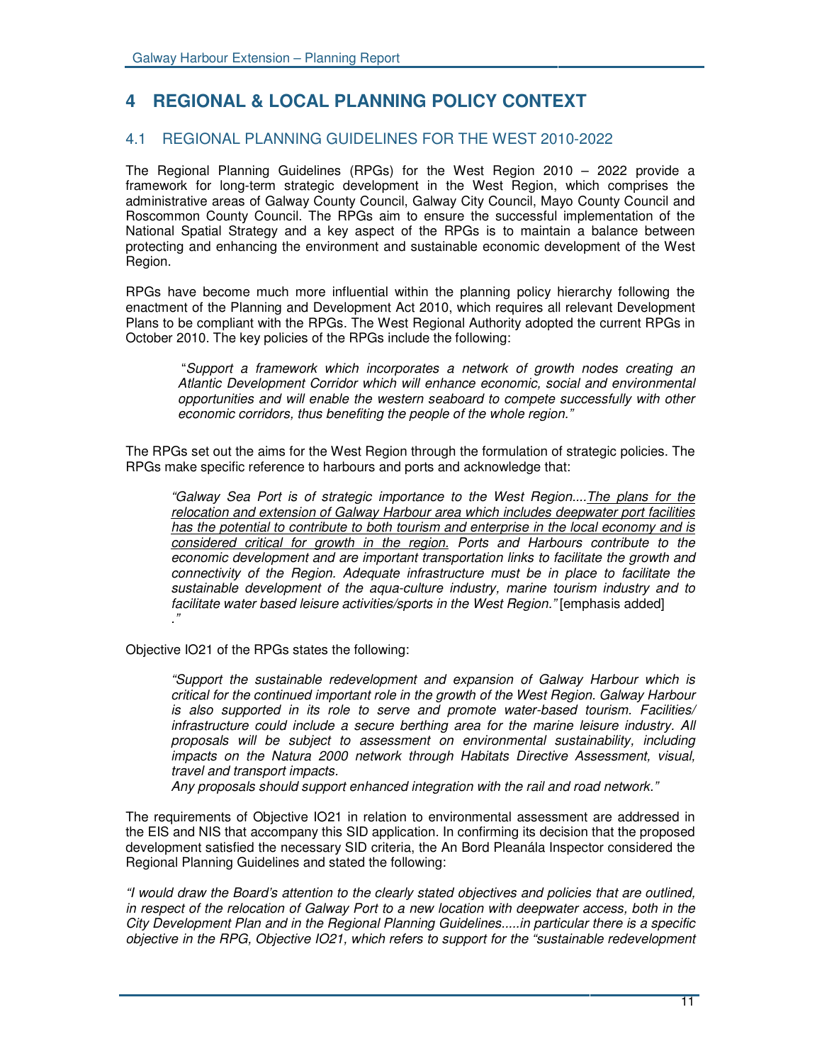# 4 REGIONAL & LOCAL PLANNING POLICY CONTEXT

## 4.1 REGIONAL PLANNING GUIDELINES FOR THE WEST 2010-2022

The Regional Planning Guidelines (RPGs) for the West Region 2010 – 2022 provide a framework for long-term strategic development in the West Region, which comprises the administrative areas of Galway County Council, Galway City Council, Mayo County Council and Roscommon County Council. The RPGs aim to ensure the successful implementation of the National Spatial Strategy and a key aspect of the RPGs is to maintain a balance between protecting and enhancing the environment and sustainable economic development of the West Region.

RPGs have become much more influential within the planning policy hierarchy following the enactment of the Planning and Development Act 2010, which requires all relevant Development Plans to be compliant with the RPGs. The West Regional Authority adopted the current RPGs in October 2010. The key policies of the RPGs include the following:

> "*Support a framework which incorporates a network of growth nodes creating an Atlantic Development Corridor which will enhance economic, social and environmental opportunities and will enable the western seaboard to compete successfully with other economic corridors, thus benefiting the people of the whole region."*

The RPGs set out the aims for the West Region through the formulation of strategic policies. The RPGs make specific reference to harbours and ports and acknowledge that:

> *"Galway Sea Port is of strategic importance to the West Region....<u>The plans for the relocation and extension of Galway Harbour area which includes deepwater port facilities has the potential to contribute to both tourism and enterprise in the local economy and is considered critical for growth in the region.</u> Ports and Harbours contribute to the economic development and are important transportation links to facilitate the growth and connectivity of the Region. Adequate infrastructure must be in place to facilitate the sustainable development of the aqua-culture industry, marine tourism industry and to facilitate water based leisure activities/sports in the West Region."* [emphasis added]
> *."*

Objective IO21 of the RPGs states the following:

> *"Support the sustainable redevelopment and expansion of Galway Harbour which is critical for the continued important role in the growth of the West Region. Galway Harbour is also supported in its role to serve and promote water-based tourism. Facilities/ infrastructure could include a secure berthing area for the marine leisure industry. All proposals will be subject to assessment on environmental sustainability, including impacts on the Natura 2000 network through Habitats Directive Assessment, visual, travel and transport impacts.*
> *Any proposals should support enhanced integration with the rail and road network."*

The requirements of Objective IO21 in relation to environmental assessment are addressed in the EIS and NIS that accompany this SID application. In confirming its decision that the proposed development satisfied the necessary SID criteria, the An Bord Pleanála Inspector considered the Regional Planning Guidelines and stated the following:

*"I would draw the Board's attention to the clearly stated objectives and policies that are outlined, in respect of the relocation of Galway Port to a new location with deepwater access, both in the City Development Plan and in the Regional Planning Guidelines.....in particular there is a specific objective in the RPG, Objective IO21, which refers to support for the "sustainable redevelopment*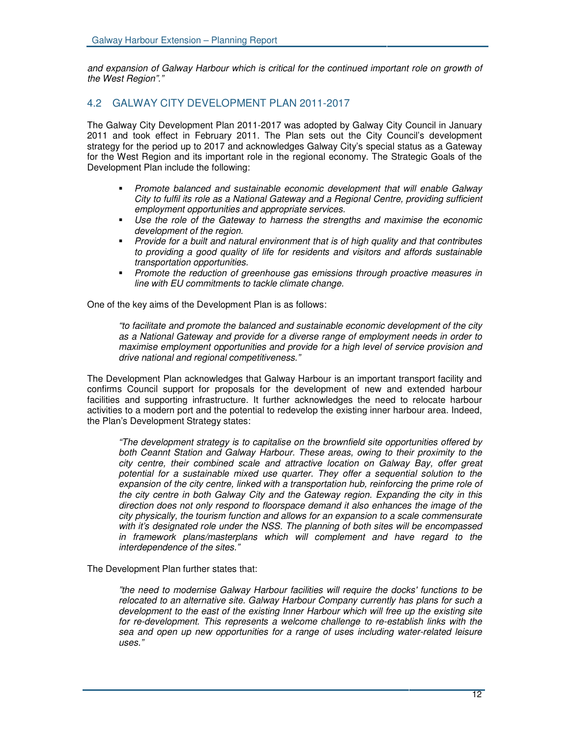*and expansion of Galway Harbour which is critical for the continued important role on growth of the West Region".*"

## 4.2 GALWAY CITY DEVELOPMENT PLAN 2011-2017

The Galway City Development Plan 2011-2017 was adopted by Galway City Council in January 2011 and took effect in February 2011. The Plan sets out the City Council's development strategy for the period up to 2017 and acknowledges Galway City's special status as a Gateway for the West Region and its important role in the regional economy. The Strategic Goals of the Development Plan include the following:

- *Promote balanced and sustainable economic development that will enable Galway City to fulfil its role as a National Gateway and a Regional Centre, providing sufficient employment opportunities and appropriate services.*
- *Use the role of the Gateway to harness the strengths and maximise the economic development of the region.*
- *Provide for a built and natural environment that is of high quality and that contributes to providing a good quality of life for residents and visitors and affords sustainable transportation opportunities.*
- *Promote the reduction of greenhouse gas emissions through proactive measures in line with EU commitments to tackle climate change.*

One of the key aims of the Development Plan is as follows:

> *"to facilitate and promote the balanced and sustainable economic development of the city as a National Gateway and provide for a diverse range of employment needs in order to maximise employment opportunities and provide for a high level of service provision and drive national and regional competitiveness."*

The Development Plan acknowledges that Galway Harbour is an important transport facility and confirms Council support for proposals for the development of new and extended harbour facilities and supporting infrastructure. It further acknowledges the need to relocate harbour activities to a modern port and the potential to redevelop the existing inner harbour area. Indeed, the Plan's Development Strategy states:

> *"The development strategy is to capitalise on the brownfield site opportunities offered by both Ceannt Station and Galway Harbour. These areas, owing to their proximity to the city centre, their combined scale and attractive location on Galway Bay, offer great potential for a sustainable mixed use quarter. They offer a sequential solution to the expansion of the city centre, linked with a transportation hub, reinforcing the prime role of the city centre in both Galway City and the Gateway region. Expanding the city in this direction does not only respond to floorspace demand it also enhances the image of the city physically, the tourism function and allows for an expansion to a scale commensurate with it's designated role under the NSS. The planning of both sites will be encompassed in framework plans/masterplans which will complement and have regard to the interdependence of the sites."*

The Development Plan further states that:

> *"the need to modernise Galway Harbour facilities will require the docks' functions to be relocated to an alternative site. Galway Harbour Company currently has plans for such a development to the east of the existing Inner Harbour which will free up the existing site for re-development. This represents a welcome challenge to re-establish links with the sea and open up new opportunities for a range of uses including water-related leisure uses."*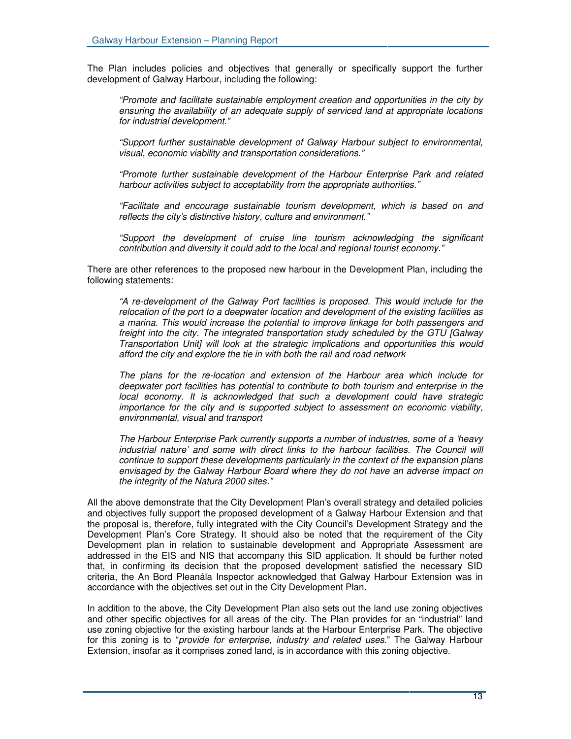The Plan includes policies and objectives that generally or specifically support the further development of Galway Harbour, including the following:

> *"Promote and facilitate sustainable employment creation and opportunities in the city by ensuring the availability of an adequate supply of serviced land at appropriate locations for industrial development."*
>
> *"Support further sustainable development of Galway Harbour subject to environmental, visual, economic viability and transportation considerations."*
>
> *"Promote further sustainable development of the Harbour Enterprise Park and related harbour activities subject to acceptability from the appropriate authorities."*
>
> *"Facilitate and encourage sustainable tourism development, which is based on and reflects the city's distinctive history, culture and environment."*
>
> *"Support the development of cruise line tourism acknowledging the significant contribution and diversity it could add to the local and regional tourist economy."*

There are other references to the proposed new harbour in the Development Plan, including the following statements:

> *"A re-development of the Galway Port facilities is proposed. This would include for the relocation of the port to a deepwater location and development of the existing facilities as a marina. This would increase the potential to improve linkage for both passengers and freight into the city. The integrated transportation study scheduled by the GTU [Galway Transportation Unit] will look at the strategic implications and opportunities this would afford the city and explore the tie in with both the rail and road network*
>
> *The plans for the re-location and extension of the Harbour area which include for deepwater port facilities has potential to contribute to both tourism and enterprise in the local economy. It is acknowledged that such a development could have strategic importance for the city and is supported subject to assessment on economic viability, environmental, visual and transport*
>
> *The Harbour Enterprise Park currently supports a number of industries, some of a 'heavy industrial nature' and some with direct links to the harbour facilities. The Council will continue to support these developments particularly in the context of the expansion plans envisaged by the Galway Harbour Board where they do not have an adverse impact on the integrity of the Natura 2000 sites."*

All the above demonstrate that the City Development Plan's overall strategy and detailed policies and objectives fully support the proposed development of a Galway Harbour Extension and that the proposal is, therefore, fully integrated with the City Council's Development Strategy and the Development Plan's Core Strategy. It should also be noted that the requirement of the City Development plan in relation to sustainable development and Appropriate Assessment are addressed in the EIS and NIS that accompany this SID application. It should be further noted that, in confirming its decision that the proposed development satisfied the necessary SID criteria, the An Bord Pleanála Inspector acknowledged that Galway Harbour Extension was in accordance with the objectives set out in the City Development Plan.

In addition to the above, the City Development Plan also sets out the land use zoning objectives and other specific objectives for all areas of the city. The Plan provides for an "industrial" land use zoning objective for the existing harbour lands at the Harbour Enterprise Park. The objective for this zoning is to "*provide for enterprise, industry and related uses*." The Galway Harbour Extension, insofar as it comprises zoned land, is in accordance with this zoning objective.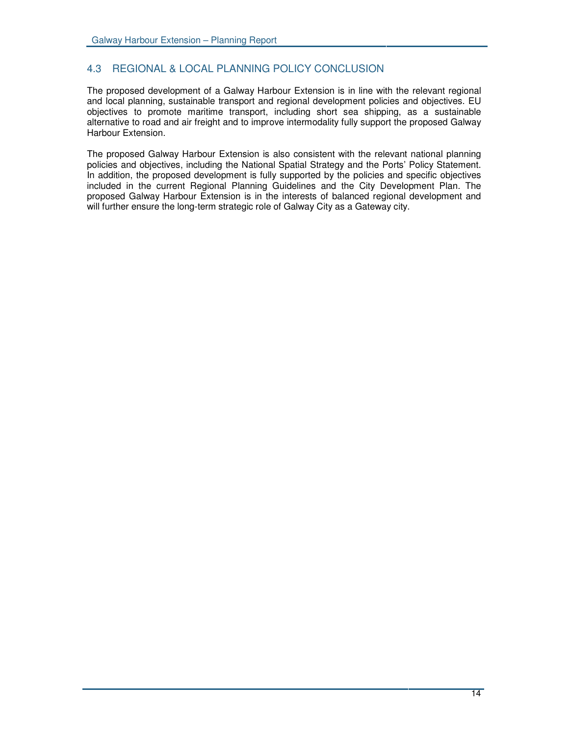## 4.3 REGIONAL & LOCAL PLANNING POLICY CONCLUSION

The proposed development of a Galway Harbour Extension is in line with the relevant regional and local planning, sustainable transport and regional development policies and objectives. EU objectives to promote maritime transport, including short sea shipping, as a sustainable alternative to road and air freight and to improve intermodality fully support the proposed Galway Harbour Extension.

The proposed Galway Harbour Extension is also consistent with the relevant national planning policies and objectives, including the National Spatial Strategy and the Ports' Policy Statement. In addition, the proposed development is fully supported by the policies and specific objectives included in the current Regional Planning Guidelines and the City Development Plan. The proposed Galway Harbour Extension is in the interests of balanced regional development and will further ensure the long-term strategic role of Galway City as a Gateway city.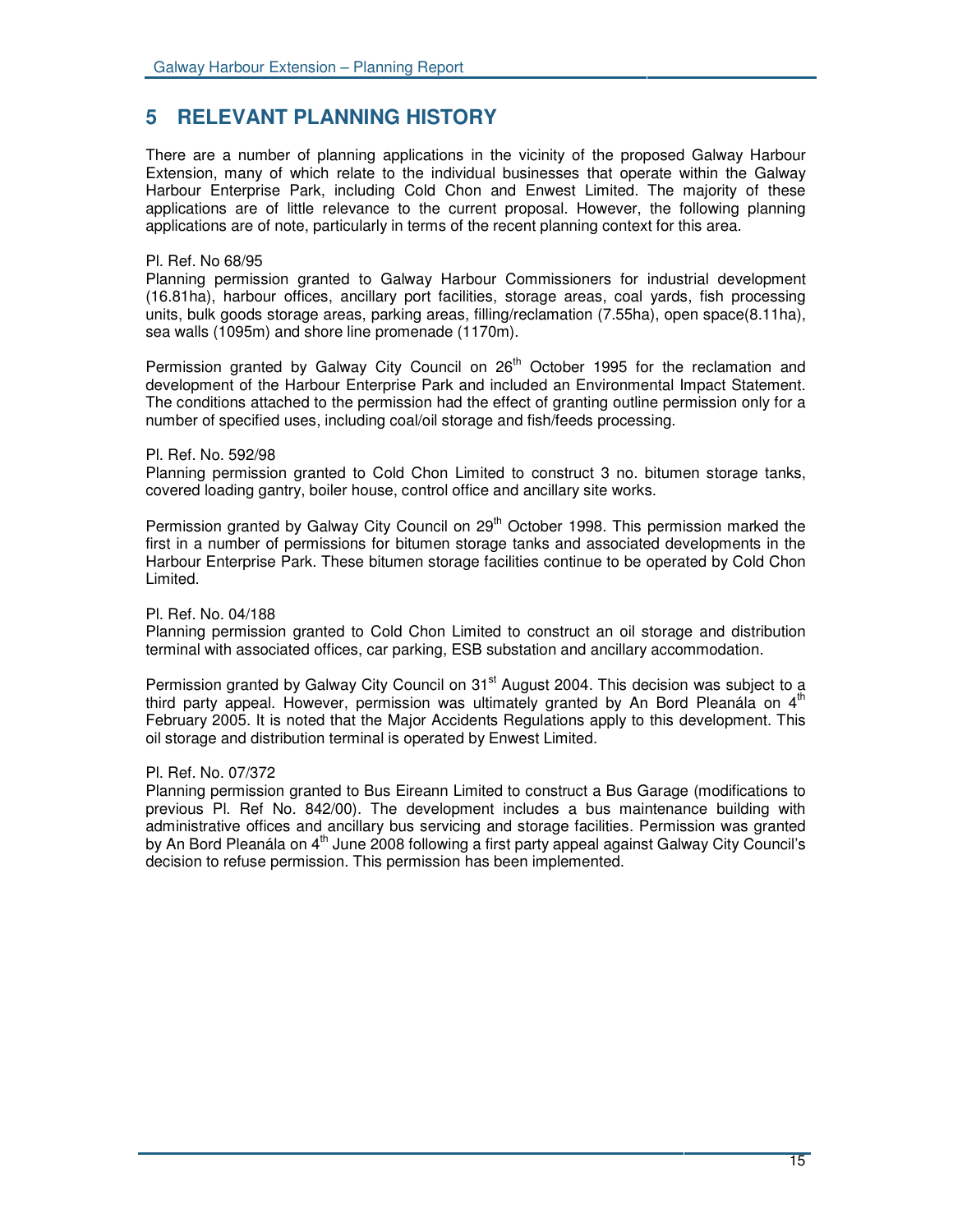# 5 RELEVANT PLANNING HISTORY

There are a number of planning applications in the vicinity of the proposed Galway Harbour Extension, many of which relate to the individual businesses that operate within the Galway Harbour Enterprise Park, including Cold Chon and Enwest Limited. The majority of these applications are of little relevance to the current proposal. However, the following planning applications are of note, particularly in terms of the recent planning context for this area.

Pl. Ref. No 68/95
Planning permission granted to Galway Harbour Commissioners for industrial development (16.81ha), harbour offices, ancillary port facilities, storage areas, coal yards, fish processing units, bulk goods storage areas, parking areas, filling/reclamation (7.55ha), open space(8.11ha), sea walls (1095m) and shore line promenade (1170m).

Permission granted by Galway City Council on 26th October 1995 for the reclamation and development of the Harbour Enterprise Park and included an Environmental Impact Statement. The conditions attached to the permission had the effect of granting outline permission only for a number of specified uses, including coal/oil storage and fish/feeds processing.

Pl. Ref. No. 592/98
Planning permission granted to Cold Chon Limited to construct 3 no. bitumen storage tanks, covered loading gantry, boiler house, control office and ancillary site works.

Permission granted by Galway City Council on 29th October 1998. This permission marked the first in a number of permissions for bitumen storage tanks and associated developments in the Harbour Enterprise Park. These bitumen storage facilities continue to be operated by Cold Chon Limited.

Pl. Ref. No. 04/188
Planning permission granted to Cold Chon Limited to construct an oil storage and distribution terminal with associated offices, car parking, ESB substation and ancillary accommodation.

Permission granted by Galway City Council on 31st August 2004. This decision was subject to a third party appeal. However, permission was ultimately granted by An Bord Pleanála on 4th February 2005. It is noted that the Major Accidents Regulations apply to this development. This oil storage and distribution terminal is operated by Enwest Limited.

Pl. Ref. No. 07/372
Planning permission granted to Bus Eireann Limited to construct a Bus Garage (modifications to previous Pl. Ref No. 842/00). The development includes a bus maintenance building with administrative offices and ancillary bus servicing and storage facilities. Permission was granted by An Bord Pleanála on 4th June 2008 following a first party appeal against Galway City Council's decision to refuse permission. This permission has been implemented.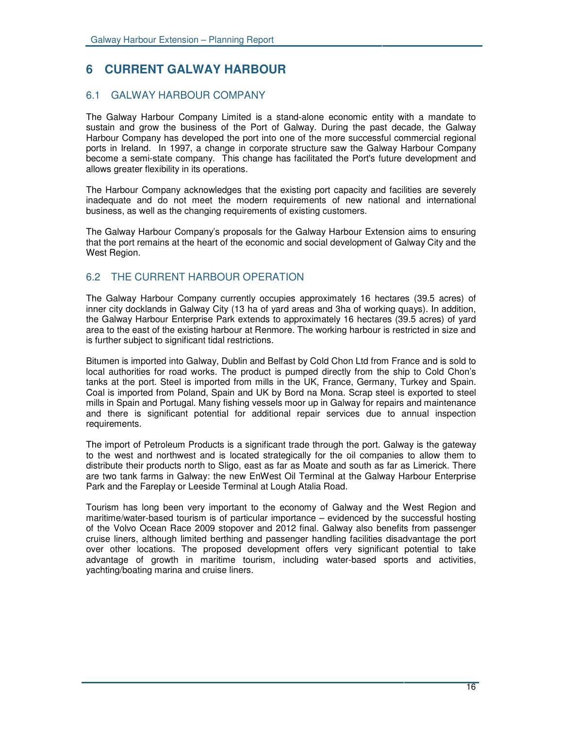# 6 CURRENT GALWAY HARBOUR

## 6.1 GALWAY HARBOUR COMPANY

The Galway Harbour Company Limited is a stand-alone economic entity with a mandate to sustain and grow the business of the Port of Galway. During the past decade, the Galway Harbour Company has developed the port into one of the more successful commercial regional ports in Ireland. In 1997, a change in corporate structure saw the Galway Harbour Company become a semi-state company. This change has facilitated the Port's future development and allows greater flexibility in its operations.

The Harbour Company acknowledges that the existing port capacity and facilities are severely inadequate and do not meet the modern requirements of new national and international business, as well as the changing requirements of existing customers.

The Galway Harbour Company's proposals for the Galway Harbour Extension aims to ensuring that the port remains at the heart of the economic and social development of Galway City and the West Region.

## 6.2 THE CURRENT HARBOUR OPERATION

The Galway Harbour Company currently occupies approximately 16 hectares (39.5 acres) of inner city docklands in Galway City (13 ha of yard areas and 3ha of working quays). In addition, the Galway Harbour Enterprise Park extends to approximately 16 hectares (39.5 acres) of yard area to the east of the existing harbour at Renmore. The working harbour is restricted in size and is further subject to significant tidal restrictions.

Bitumen is imported into Galway, Dublin and Belfast by Cold Chon Ltd from France and is sold to local authorities for road works. The product is pumped directly from the ship to Cold Chon's tanks at the port. Steel is imported from mills in the UK, France, Germany, Turkey and Spain. Coal is imported from Poland, Spain and UK by Bord na Mona. Scrap steel is exported to steel mills in Spain and Portugal. Many fishing vessels moor up in Galway for repairs and maintenance and there is significant potential for additional repair services due to annual inspection requirements.

The import of Petroleum Products is a significant trade through the port. Galway is the gateway to the west and northwest and is located strategically for the oil companies to allow them to distribute their products north to Sligo, east as far as Moate and south as far as Limerick. There are two tank farms in Galway: the new EnWest Oil Terminal at the Galway Harbour Enterprise Park and the Fareplay or Leeside Terminal at Lough Atalia Road.

Tourism has long been very important to the economy of Galway and the West Region and maritime/water-based tourism is of particular importance – evidenced by the successful hosting of the Volvo Ocean Race 2009 stopover and 2012 final. Galway also benefits from passenger cruise liners, although limited berthing and passenger handling facilities disadvantage the port over other locations. The proposed development offers very significant potential to take advantage of growth in maritime tourism, including water-based sports and activities, yachting/boating marina and cruise liners.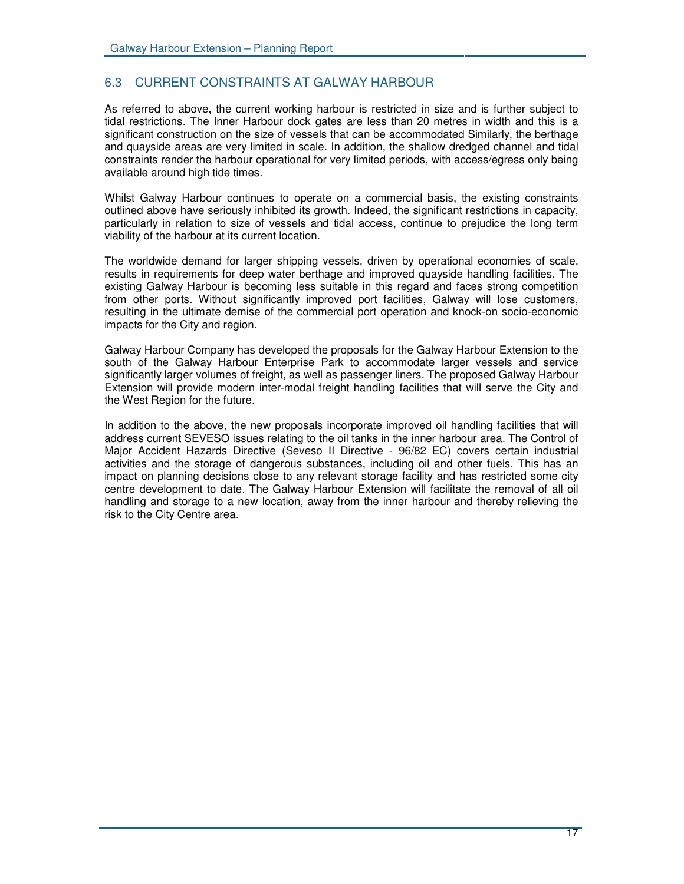## 6.3 CURRENT CONSTRAINTS AT GALWAY HARBOUR

As referred to above, the current working harbour is restricted in size and is further subject to tidal restrictions. The Inner Harbour dock gates are less than 20 metres in width and this is a significant construction on the size of vessels that can be accommodated Similarly, the berthage and quayside areas are very limited in scale. In addition, the shallow dredged channel and tidal constraints render the harbour operational for very limited periods, with access/egress only being available around high tide times.

Whilst Galway Harbour continues to operate on a commercial basis, the existing constraints outlined above have seriously inhibited its growth. Indeed, the significant restrictions in capacity, particularly in relation to size of vessels and tidal access, continue to prejudice the long term viability of the harbour at its current location.

The worldwide demand for larger shipping vessels, driven by operational economies of scale, results in requirements for deep water berthage and improved quayside handling facilities. The existing Galway Harbour is becoming less suitable in this regard and faces strong competition from other ports. Without significantly improved port facilities, Galway will lose customers, resulting in the ultimate demise of the commercial port operation and knock-on socio-economic impacts for the City and region.

Galway Harbour Company has developed the proposals for the Galway Harbour Extension to the south of the Galway Harbour Enterprise Park to accommodate larger vessels and service significantly larger volumes of freight, as well as passenger liners. The proposed Galway Harbour Extension will provide modern inter-modal freight handling facilities that will serve the City and the West Region for the future.

In addition to the above, the new proposals incorporate improved oil handling facilities that will address current SEVESO issues relating to the oil tanks in the inner harbour area. The Control of Major Accident Hazards Directive (Seveso II Directive - 96/82 EC) covers certain industrial activities and the storage of dangerous substances, including oil and other fuels. This has an impact on planning decisions close to any relevant storage facility and has restricted some city centre development to date. The Galway Harbour Extension will facilitate the removal of all oil handling and storage to a new location, away from the inner harbour and thereby relieving the risk to the City Centre area.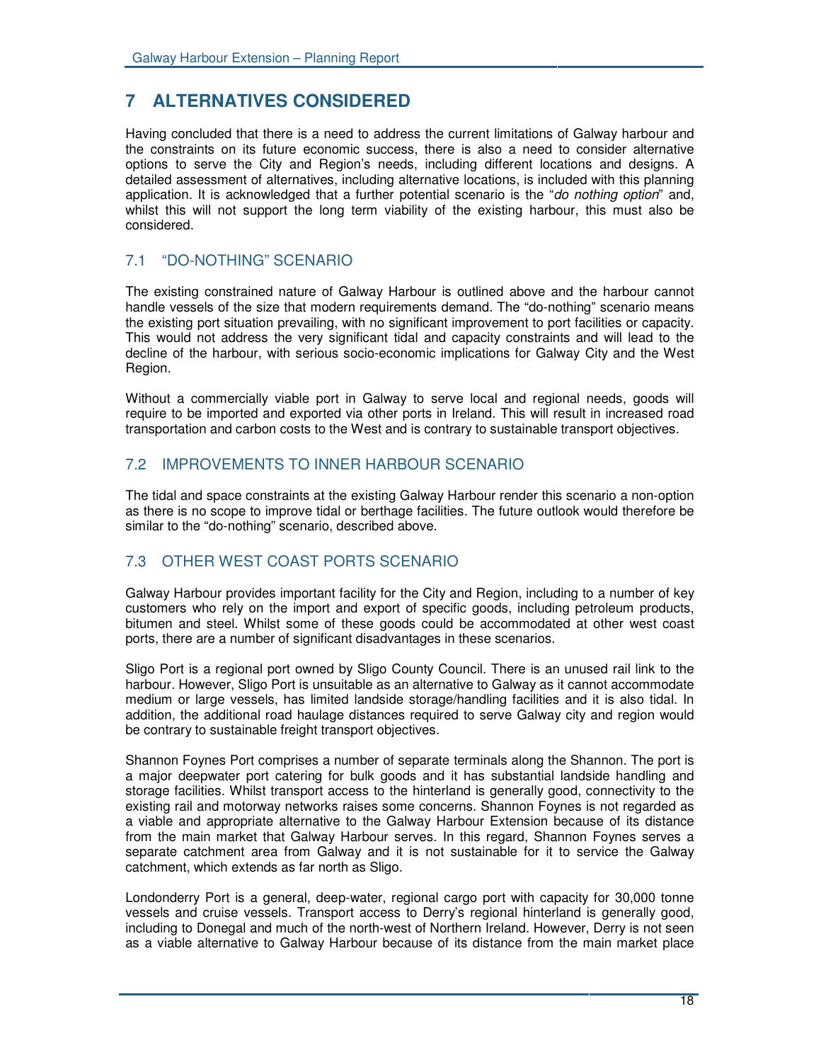# 7 ALTERNATIVES CONSIDERED

Having concluded that there is a need to address the current limitations of Galway harbour and the constraints on its future economic success, there is also a need to consider alternative options to serve the City and Region's needs, including different locations and designs. A detailed assessment of alternatives, including alternative locations, is included with this planning application. It is acknowledged that a further potential scenario is the "*do nothing option*" and, whilst this will not support the long term viability of the existing harbour, this must also be considered.

## 7.1 "DO-NOTHING" SCENARIO

The existing constrained nature of Galway Harbour is outlined above and the harbour cannot handle vessels of the size that modern requirements demand. The "do-nothing" scenario means the existing port situation prevailing, with no significant improvement to port facilities or capacity. This would not address the very significant tidal and capacity constraints and will lead to the decline of the harbour, with serious socio-economic implications for Galway City and the West Region.

Without a commercially viable port in Galway to serve local and regional needs, goods will require to be imported and exported via other ports in Ireland. This will result in increased road transportation and carbon costs to the West and is contrary to sustainable transport objectives.

## 7.2 IMPROVEMENTS TO INNER HARBOUR SCENARIO

The tidal and space constraints at the existing Galway Harbour render this scenario a non-option as there is no scope to improve tidal or berthage facilities. The future outlook would therefore be similar to the "do-nothing" scenario, described above.

## 7.3 OTHER WEST COAST PORTS SCENARIO

Galway Harbour provides important facility for the City and Region, including to a number of key customers who rely on the import and export of specific goods, including petroleum products, bitumen and steel. Whilst some of these goods could be accommodated at other west coast ports, there are a number of significant disadvantages in these scenarios.

Sligo Port is a regional port owned by Sligo County Council. There is an unused rail link to the harbour. However, Sligo Port is unsuitable as an alternative to Galway as it cannot accommodate medium or large vessels, has limited landside storage/handling facilities and it is also tidal. In addition, the additional road haulage distances required to serve Galway city and region would be contrary to sustainable freight transport objectives.

Shannon Foynes Port comprises a number of separate terminals along the Shannon. The port is a major deepwater port catering for bulk goods and it has substantial landside handling and storage facilities. Whilst transport access to the hinterland is generally good, connectivity to the existing rail and motorway networks raises some concerns. Shannon Foynes is not regarded as a viable and appropriate alternative to the Galway Harbour Extension because of its distance from the main market that Galway Harbour serves. In this regard, Shannon Foynes serves a separate catchment area from Galway and it is not sustainable for it to service the Galway catchment, which extends as far north as Sligo.

Londonderry Port is a general, deep-water, regional cargo port with capacity for 30,000 tonne vessels and cruise vessels. Transport access to Derry's regional hinterland is generally good, including to Donegal and much of the north-west of Northern Ireland. However, Derry is not seen as a viable alternative to Galway Harbour because of its distance from the main market place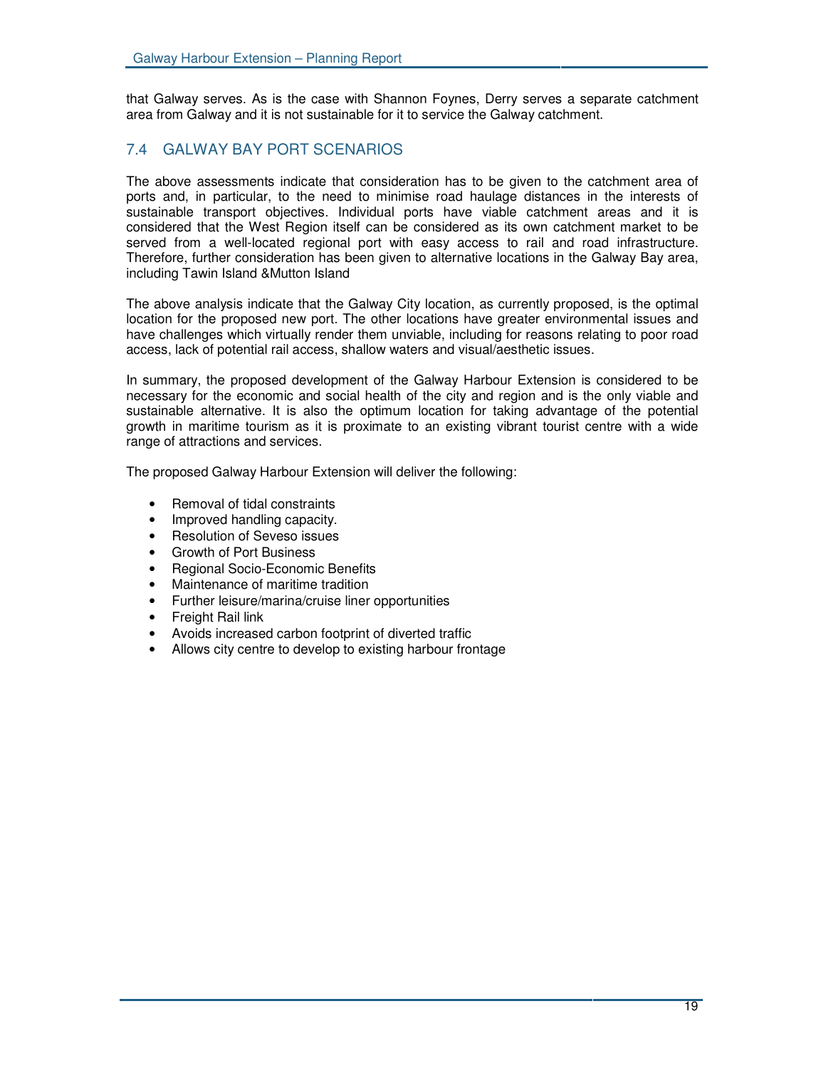that Galway serves. As is the case with Shannon Foynes, Derry serves a separate catchment area from Galway and it is not sustainable for it to service the Galway catchment.

## 7.4 GALWAY BAY PORT SCENARIOS

The above assessments indicate that consideration has to be given to the catchment area of ports and, in particular, to the need to minimise road haulage distances in the interests of sustainable transport objectives. Individual ports have viable catchment areas and it is considered that the West Region itself can be considered as its own catchment market to be served from a well-located regional port with easy access to rail and road infrastructure. Therefore, further consideration has been given to alternative locations in the Galway Bay area, including Tawin Island &Mutton Island

The above analysis indicate that the Galway City location, as currently proposed, is the optimal location for the proposed new port. The other locations have greater environmental issues and have challenges which virtually render them unviable, including for reasons relating to poor road access, lack of potential rail access, shallow waters and visual/aesthetic issues.

In summary, the proposed development of the Galway Harbour Extension is considered to be necessary for the economic and social health of the city and region and is the only viable and sustainable alternative. It is also the optimum location for taking advantage of the potential growth in maritime tourism as it is proximate to an existing vibrant tourist centre with a wide range of attractions and services.

The proposed Galway Harbour Extension will deliver the following:

- Removal of tidal constraints
- Improved handling capacity.
- Resolution of Seveso issues
- Growth of Port Business
- Regional Socio-Economic Benefits
- Maintenance of maritime tradition
- Further leisure/marina/cruise liner opportunities
- Freight Rail link
- Avoids increased carbon footprint of diverted traffic
- Allows city centre to develop to existing harbour frontage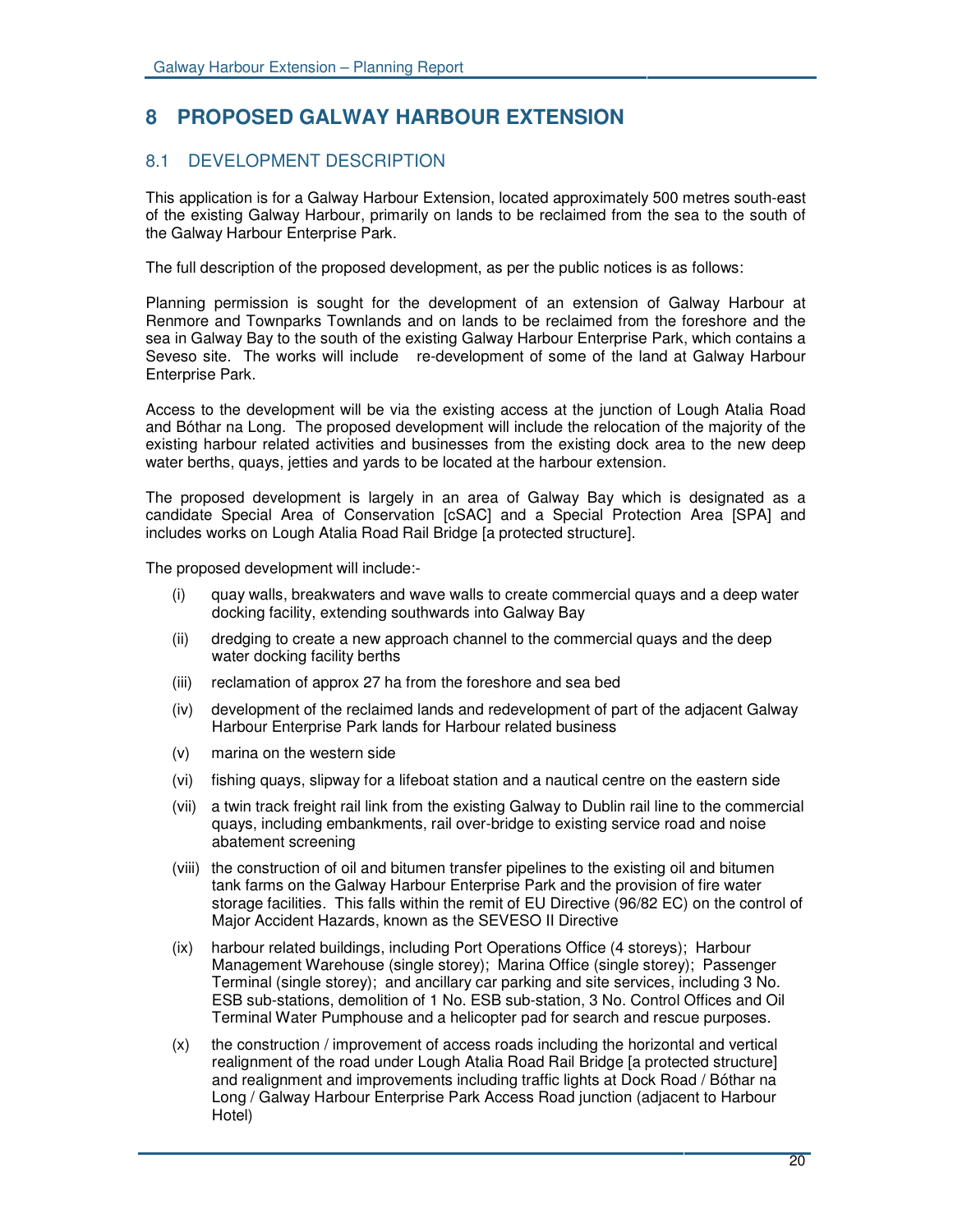# 8 PROPOSED GALWAY HARBOUR EXTENSION

## 8.1 DEVELOPMENT DESCRIPTION

This application is for a Galway Harbour Extension, located approximately 500 metres south-east of the existing Galway Harbour, primarily on lands to be reclaimed from the sea to the south of the Galway Harbour Enterprise Park.

The full description of the proposed development, as per the public notices is as follows:

Planning permission is sought for the development of an extension of Galway Harbour at Renmore and Townparks Townlands and on lands to be reclaimed from the foreshore and the sea in Galway Bay to the south of the existing Galway Harbour Enterprise Park, which contains a Seveso site. The works will include re-development of some of the land at Galway Harbour Enterprise Park.

Access to the development will be via the existing access at the junction of Lough Atalia Road and Bóthar na Long. The proposed development will include the relocation of the majority of the existing harbour related activities and businesses from the existing dock area to the new deep water berths, quays, jetties and yards to be located at the harbour extension.

The proposed development is largely in an area of Galway Bay which is designated as a candidate Special Area of Conservation [cSAC] and a Special Protection Area [SPA] and includes works on Lough Atalia Road Rail Bridge [a protected structure].

The proposed development will include:-

(i) quay walls, breakwaters and wave walls to create commercial quays and a deep water docking facility, extending southwards into Galway Bay

(ii) dredging to create a new approach channel to the commercial quays and the deep water docking facility berths

(iii) reclamation of approx 27 ha from the foreshore and sea bed

(iv) development of the reclaimed lands and redevelopment of part of the adjacent Galway Harbour Enterprise Park lands for Harbour related business

(v) marina on the western side

(vi) fishing quays, slipway for a lifeboat station and a nautical centre on the eastern side

(vii) a twin track freight rail link from the existing Galway to Dublin rail line to the commercial quays, including embankments, rail over-bridge to existing service road and noise abatement screening

(viii) the construction of oil and bitumen transfer pipelines to the existing oil and bitumen tank farms on the Galway Harbour Enterprise Park and the provision of fire water storage facilities. This falls within the remit of EU Directive (96/82 EC) on the control of Major Accident Hazards, known as the SEVESO II Directive

(ix) harbour related buildings, including Port Operations Office (4 storeys); Harbour Management Warehouse (single storey); Marina Office (single storey); Passenger Terminal (single storey); and ancillary car parking and site services, including 3 No. ESB sub-stations, demolition of 1 No. ESB sub-station, 3 No. Control Offices and Oil Terminal Water Pumphouse and a helicopter pad for search and rescue purposes.

(x) the construction / improvement of access roads including the horizontal and vertical realignment of the road under Lough Atalia Road Rail Bridge [a protected structure] and realignment and improvements including traffic lights at Dock Road / Bóthar na Long / Galway Harbour Enterprise Park Access Road junction (adjacent to Harbour Hotel)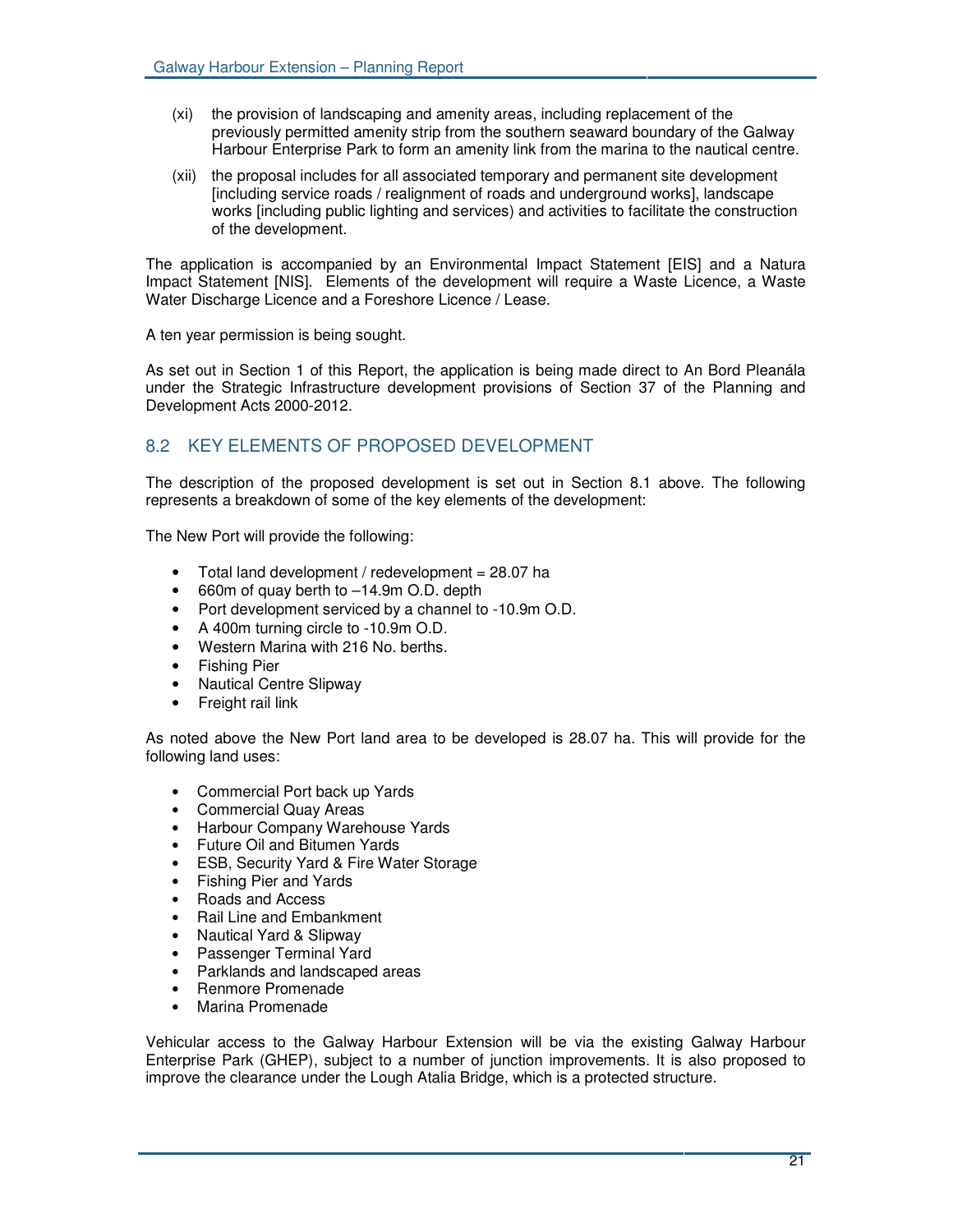(xi) the provision of landscaping and amenity areas, including replacement of the previously permitted amenity strip from the southern seaward boundary of the Galway Harbour Enterprise Park to form an amenity link from the marina to the nautical centre.

(xii) the proposal includes for all associated temporary and permanent site development [including service roads / realignment of roads and underground works], landscape works [including public lighting and services) and activities to facilitate the construction of the development.

The application is accompanied by an Environmental Impact Statement [EIS] and a Natura Impact Statement [NIS]. Elements of the development will require a Waste Licence, a Waste Water Discharge Licence and a Foreshore Licence / Lease.

A ten year permission is being sought.

As set out in Section 1 of this Report, the application is being made direct to An Bord Pleanála under the Strategic Infrastructure development provisions of Section 37 of the Planning and Development Acts 2000-2012.

## 8.2 KEY ELEMENTS OF PROPOSED DEVELOPMENT

The description of the proposed development is set out in Section 8.1 above. The following represents a breakdown of some of the key elements of the development:

The New Port will provide the following:

- Total land development / redevelopment = 28.07 ha
- 660m of quay berth to –14.9m O.D. depth
- Port development serviced by a channel to -10.9m O.D.
- A 400m turning circle to -10.9m O.D.
- Western Marina with 216 No. berths.
- Fishing Pier
- Nautical Centre Slipway
- Freight rail link

As noted above the New Port land area to be developed is 28.07 ha. This will provide for the following land uses:

- Commercial Port back up Yards
- Commercial Quay Areas
- Harbour Company Warehouse Yards
- Future Oil and Bitumen Yards
- ESB, Security Yard & Fire Water Storage
- Fishing Pier and Yards
- Roads and Access
- Rail Line and Embankment
- Nautical Yard & Slipway
- Passenger Terminal Yard
- Parklands and landscaped areas
- Renmore Promenade
- Marina Promenade

Vehicular access to the Galway Harbour Extension will be via the existing Galway Harbour Enterprise Park (GHEP), subject to a number of junction improvements. It is also proposed to improve the clearance under the Lough Atalia Bridge, which is a protected structure.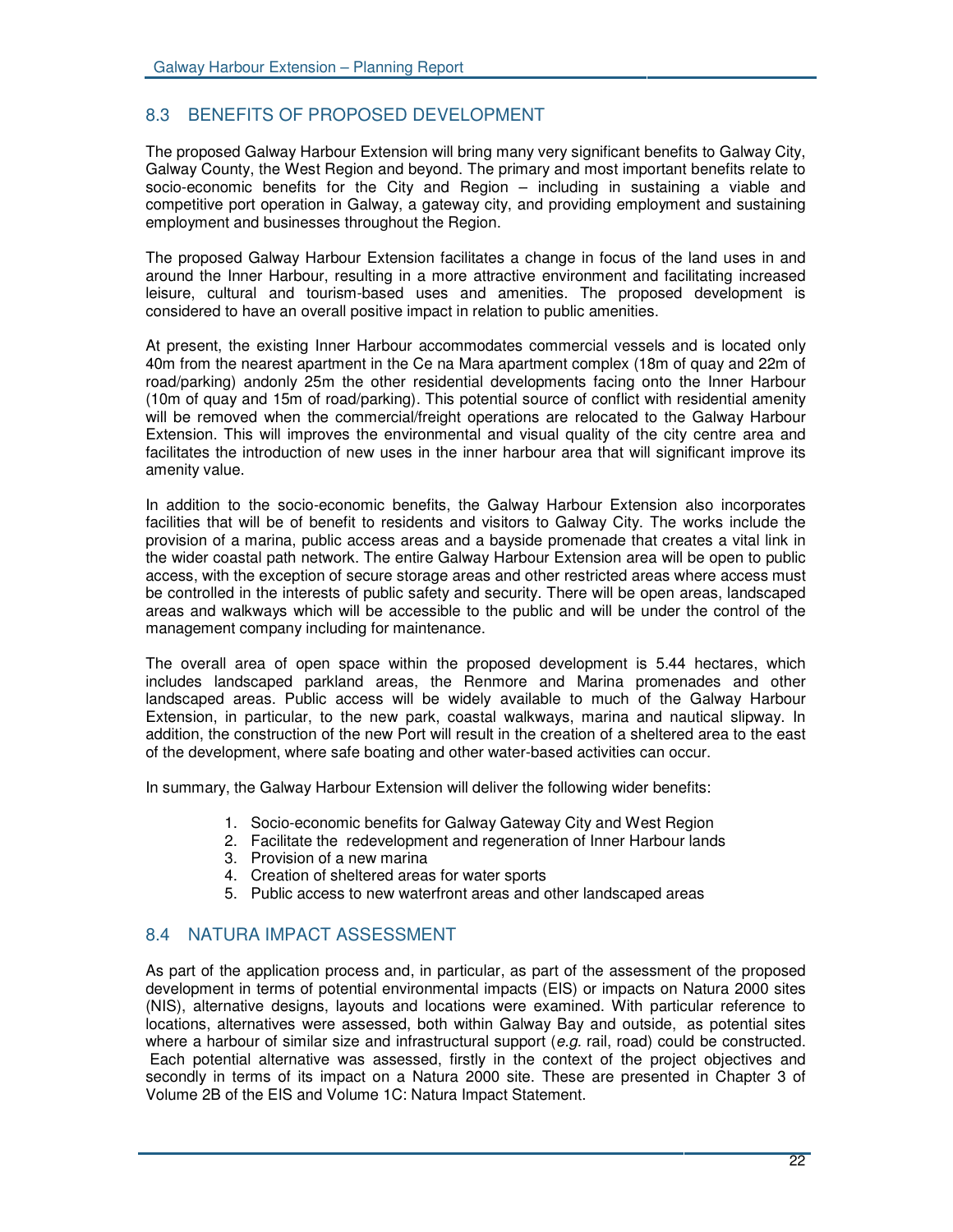## 8.3 BENEFITS OF PROPOSED DEVELOPMENT

The proposed Galway Harbour Extension will bring many very significant benefits to Galway City, Galway County, the West Region and beyond. The primary and most important benefits relate to socio-economic benefits for the City and Region – including in sustaining a viable and competitive port operation in Galway, a gateway city, and providing employment and sustaining employment and businesses throughout the Region.

The proposed Galway Harbour Extension facilitates a change in focus of the land uses in and around the Inner Harbour, resulting in a more attractive environment and facilitating increased leisure, cultural and tourism-based uses and amenities. The proposed development is considered to have an overall positive impact in relation to public amenities.

At present, the existing Inner Harbour accommodates commercial vessels and is located only 40m from the nearest apartment in the Ce na Mara apartment complex (18m of quay and 22m of road/parking) andonly 25m the other residential developments facing onto the Inner Harbour (10m of quay and 15m of road/parking). This potential source of conflict with residential amenity will be removed when the commercial/freight operations are relocated to the Galway Harbour Extension. This will improves the environmental and visual quality of the city centre area and facilitates the introduction of new uses in the inner harbour area that will significant improve its amenity value.

In addition to the socio-economic benefits, the Galway Harbour Extension also incorporates facilities that will be of benefit to residents and visitors to Galway City. The works include the provision of a marina, public access areas and a bayside promenade that creates a vital link in the wider coastal path network. The entire Galway Harbour Extension area will be open to public access, with the exception of secure storage areas and other restricted areas where access must be controlled in the interests of public safety and security. There will be open areas, landscaped areas and walkways which will be accessible to the public and will be under the control of the management company including for maintenance.

The overall area of open space within the proposed development is 5.44 hectares, which includes landscaped parkland areas, the Renmore and Marina promenades and other landscaped areas. Public access will be widely available to much of the Galway Harbour Extension, in particular, to the new park, coastal walkways, marina and nautical slipway. In addition, the construction of the new Port will result in the creation of a sheltered area to the east of the development, where safe boating and other water-based activities can occur.

In summary, the Galway Harbour Extension will deliver the following wider benefits:

1. Socio-economic benefits for Galway Gateway City and West Region
2. Facilitate the redevelopment and regeneration of Inner Harbour lands
3. Provision of a new marina
4. Creation of sheltered areas for water sports
5. Public access to new waterfront areas and other landscaped areas

## 8.4 NATURA IMPACT ASSESSMENT

As part of the application process and, in particular, as part of the assessment of the proposed development in terms of potential environmental impacts (EIS) or impacts on Natura 2000 sites (NIS), alternative designs, layouts and locations were examined. With particular reference to locations, alternatives were assessed, both within Galway Bay and outside, as potential sites where a harbour of similar size and infrastructural support (*e.g.* rail, road) could be constructed. Each potential alternative was assessed, firstly in the context of the project objectives and secondly in terms of its impact on a Natura 2000 site. These are presented in Chapter 3 of Volume 2B of the EIS and Volume 1C: Natura Impact Statement.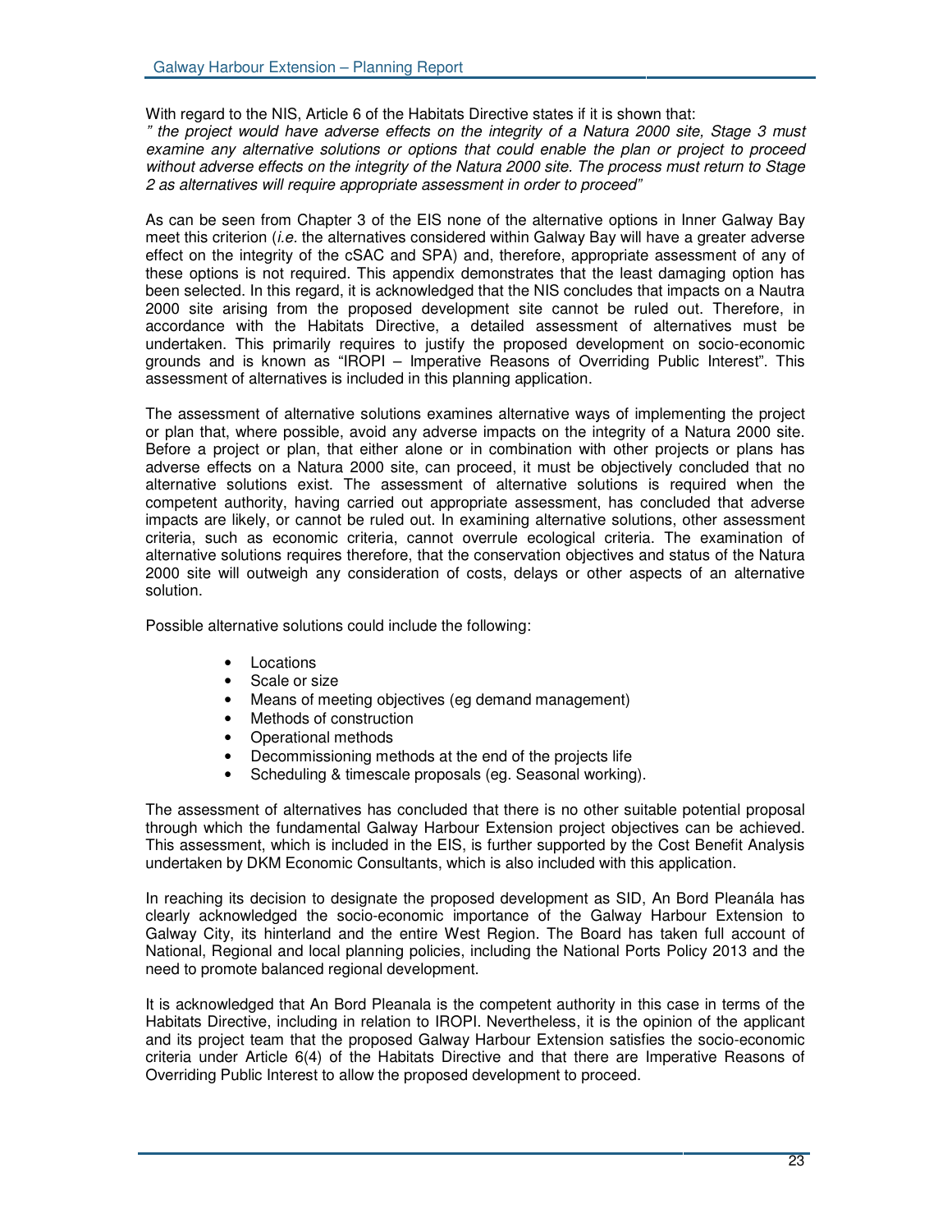With regard to the NIS, Article 6 of the Habitats Directive states if it is shown that:

*" the project would have adverse effects on the integrity of a Natura 2000 site, Stage 3 must examine any alternative solutions or options that could enable the plan or project to proceed without adverse effects on the integrity of the Natura 2000 site. The process must return to Stage 2 as alternatives will require appropriate assessment in order to proceed"*

As can be seen from Chapter 3 of the EIS none of the alternative options in Inner Galway Bay meet this criterion (*i.e.* the alternatives considered within Galway Bay will have a greater adverse effect on the integrity of the cSAC and SPA) and, therefore, appropriate assessment of any of these options is not required. This appendix demonstrates that the least damaging option has been selected. In this regard, it is acknowledged that the NIS concludes that impacts on a Nautra 2000 site arising from the proposed development site cannot be ruled out. Therefore, in accordance with the Habitats Directive, a detailed assessment of alternatives must be undertaken. This primarily requires to justify the proposed development on socio-economic grounds and is known as "IROPI – Imperative Reasons of Overriding Public Interest". This assessment of alternatives is included in this planning application.

The assessment of alternative solutions examines alternative ways of implementing the project or plan that, where possible, avoid any adverse impacts on the integrity of a Natura 2000 site. Before a project or plan, that either alone or in combination with other projects or plans has adverse effects on a Natura 2000 site, can proceed, it must be objectively concluded that no alternative solutions exist. The assessment of alternative solutions is required when the competent authority, having carried out appropriate assessment, has concluded that adverse impacts are likely, or cannot be ruled out. In examining alternative solutions, other assessment criteria, such as economic criteria, cannot overrule ecological criteria. The examination of alternative solutions requires therefore, that the conservation objectives and status of the Natura 2000 site will outweigh any consideration of costs, delays or other aspects of an alternative solution.

Possible alternative solutions could include the following:

- Locations
- Scale or size
- Means of meeting objectives (eg demand management)
- Methods of construction
- Operational methods
- Decommissioning methods at the end of the projects life
- Scheduling & timescale proposals (eg. Seasonal working).

The assessment of alternatives has concluded that there is no other suitable potential proposal through which the fundamental Galway Harbour Extension project objectives can be achieved. This assessment, which is included in the EIS, is further supported by the Cost Benefit Analysis undertaken by DKM Economic Consultants, which is also included with this application.

In reaching its decision to designate the proposed development as SID, An Bord Pleanála has clearly acknowledged the socio-economic importance of the Galway Harbour Extension to Galway City, its hinterland and the entire West Region. The Board has taken full account of National, Regional and local planning policies, including the National Ports Policy 2013 and the need to promote balanced regional development.

It is acknowledged that An Bord Pleanala is the competent authority in this case in terms of the Habitats Directive, including in relation to IROPI. Nevertheless, it is the opinion of the applicant and its project team that the proposed Galway Harbour Extension satisfies the socio-economic criteria under Article 6(4) of the Habitats Directive and that there are Imperative Reasons of Overriding Public Interest to allow the proposed development to proceed.